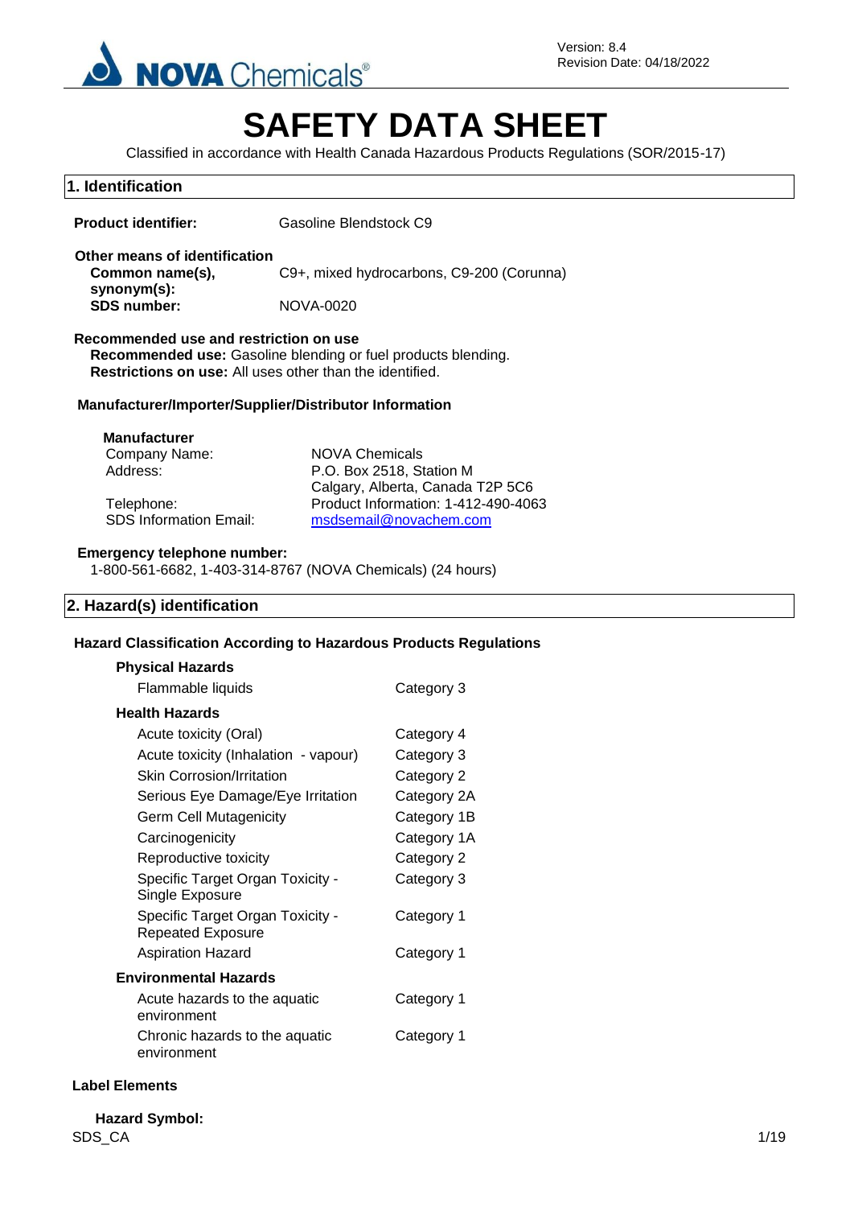Version: 8.4
Revision Date: 04/18/2022

# SAFETY DATA SHEET

Classified in accordance with Health Canada Hazardous Products Regulations (SOR/2015-17)

## 1. Identification

**Product identifier:** Gasoline Blendstock C9

**Other means of identification**

**Common name(s), synonym(s):** C9+, mixed hydrocarbons, C9-200 (Corunna)

**SDS number:** NOVA-0020

**Recommended use and restriction on use**

**Recommended use:** Gasoline blending or fuel products blending.

**Restrictions on use:** All uses other than the identified.

**Manufacturer/Importer/Supplier/Distributor Information**

**Manufacturer**

| | |
|---|---|
| Company Name: | NOVA Chemicals |
| Address: | P.O. Box 2518, Station M<br>Calgary, Alberta, Canada T2P 5C6 |
| Telephone: | Product Information: 1-412-490-4063 |
| SDS Information Email: | msdsemail@novachem.com |

**Emergency telephone number:**

1-800-561-6682, 1-403-314-8767 (NOVA Chemicals) (24 hours)

## 2. Hazard(s) identification

**Hazard Classification According to Hazardous Products Regulations**

| | |
|---|---|
| **Physical Hazards** | |
| Flammable liquids | Category 3 |
| **Health Hazards** | |
| Acute toxicity (Oral) | Category 4 |
| Acute toxicity (Inhalation - vapour) | Category 3 |
| Skin Corrosion/Irritation | Category 2 |
| Serious Eye Damage/Eye Irritation | Category 2A |
| Germ Cell Mutagenicity | Category 1B |
| Carcinogenicity | Category 1A |
| Reproductive toxicity | Category 2 |
| Specific Target Organ Toxicity - Single Exposure | Category 3 |
| Specific Target Organ Toxicity - Repeated Exposure | Category 1 |
| Aspiration Hazard | Category 1 |
| **Environmental Hazards** | |
| Acute hazards to the aquatic environment | Category 1 |
| Chronic hazards to the aquatic environment | Category 1 |

**Label Elements**

**Hazard Symbol:**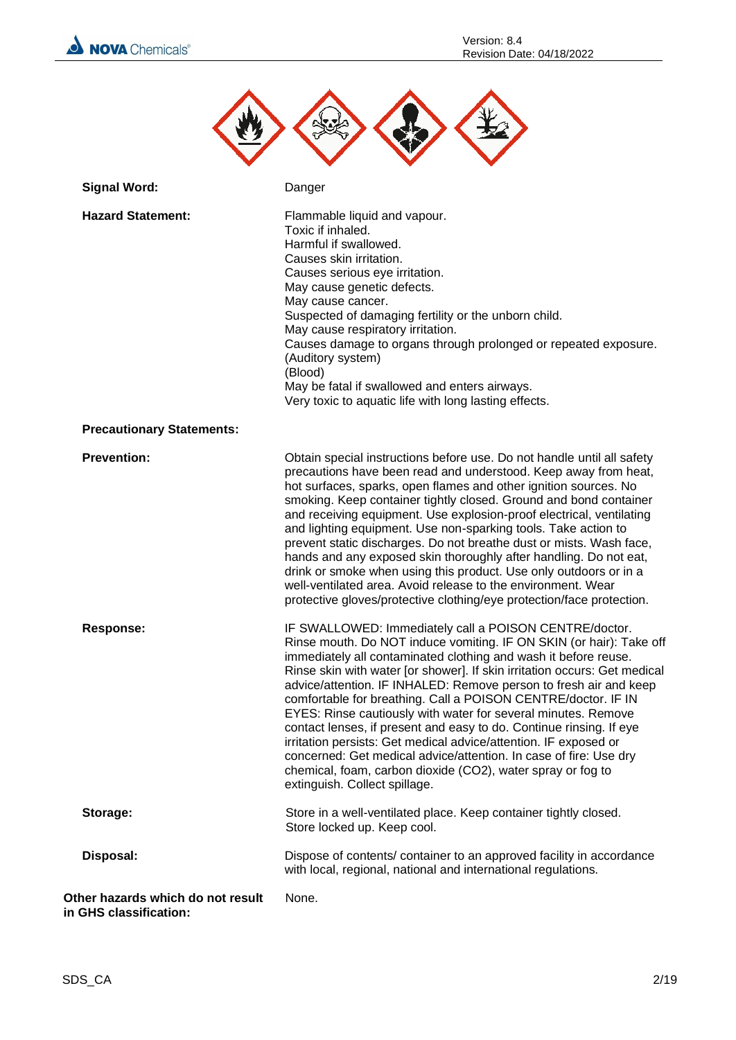| | |
|---|---|
| **Signal Word:** | Danger |
| **Hazard Statement:** | Flammable liquid and vapour.<br>Toxic if inhaled.<br>Harmful if swallowed.<br>Causes skin irritation.<br>Causes serious eye irritation.<br>May cause genetic defects.<br>May cause cancer.<br>Suspected of damaging fertility or the unborn child.<br>May cause respiratory irritation.<br>Causes damage to organs through prolonged or repeated exposure.<br>(Auditory system)<br>(Blood)<br>May be fatal if swallowed and enters airways.<br>Very toxic to aquatic life with long lasting effects. |
| **Precautionary Statements:** | |
| **Prevention:** | Obtain special instructions before use. Do not handle until all safety precautions have been read and understood. Keep away from heat, hot surfaces, sparks, open flames and other ignition sources. No smoking. Keep container tightly closed. Ground and bond container and receiving equipment. Use explosion-proof electrical, ventilating and lighting equipment. Use non-sparking tools. Take action to prevent static discharges. Do not breathe dust or mists. Wash face, hands and any exposed skin thoroughly after handling. Do not eat, drink or smoke when using this product. Use only outdoors or in a well-ventilated area. Avoid release to the environment. Wear protective gloves/protective clothing/eye protection/face protection. |
| **Response:** | IF SWALLOWED: Immediately call a POISON CENTRE/doctor. Rinse mouth. Do NOT induce vomiting. IF ON SKIN (or hair): Take off immediately all contaminated clothing and wash it before reuse. Rinse skin with water [or shower]. If skin irritation occurs: Get medical advice/attention. IF INHALED: Remove person to fresh air and keep comfortable for breathing. Call a POISON CENTRE/doctor. IF IN EYES: Rinse cautiously with water for several minutes. Remove contact lenses, if present and easy to do. Continue rinsing. If eye irritation persists: Get medical advice/attention. IF exposed or concerned: Get medical advice/attention. In case of fire: Use dry chemical, foam, carbon dioxide ($CO_2$), water spray or fog to extinguish. Collect spillage. |
| **Storage:** | Store in a well-ventilated place. Keep container tightly closed. Store locked up. Keep cool. |
| **Disposal:** | Dispose of contents/ container to an approved facility in accordance with local, regional, national and international regulations. |
| **Other hazards which do not result in GHS classification:** | None. |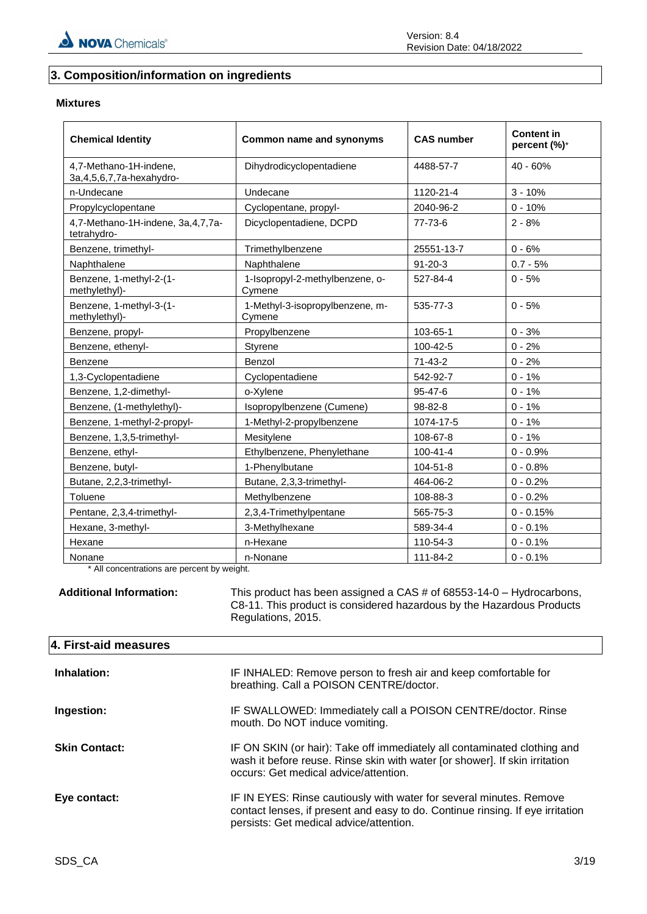## 3. Composition/information on ingredients

### Mixtures

| Chemical Identity | Common name and synonyms | CAS number | Content in percent (%)* |
|---|---|---|---|
| 4,7-Methano-1H-indene, 3a,4,5,6,7,7a-hexahydro- | Dihydrodicyclopentadiene | 4488-57-7 | 40 - 60% |
| n-Undecane | Undecane | 1120-21-4 | 3 - 10% |
| Propylcyclopentane | Cyclopentane, propyl- | 2040-96-2 | 0 - 10% |
| 4,7-Methano-1H-indene, 3a,4,7,7a-tetrahydro- | Dicyclopentadiene, DCPD | 77-73-6 | 2 - 8% |
| Benzene, trimethyl- | Trimethylbenzene | 25551-13-7 | 0 - 6% |
| Naphthalene | Naphthalene | 91-20-3 | 0.7 - 5% |
| Benzene, 1-methyl-2-(1-methylethyl)- | 1-Isopropyl-2-methylbenzene, o-Cymene | 527-84-4 | 0 - 5% |
| Benzene, 1-methyl-3-(1-methylethyl)- | 1-Methyl-3-isopropylbenzene, m-Cymene | 535-77-3 | 0 - 5% |
| Benzene, propyl- | Propylbenzene | 103-65-1 | 0 - 3% |
| Benzene, ethenyl- | Styrene | 100-42-5 | 0 - 2% |
| Benzene | Benzol | 71-43-2 | 0 - 2% |
| 1,3-Cyclopentadiene | Cyclopentadiene | 542-92-7 | 0 - 1% |
| Benzene, 1,2-dimethyl- | o-Xylene | 95-47-6 | 0 - 1% |
| Benzene, (1-methylethyl)- | Isopropylbenzene (Cumene) | 98-82-8 | 0 - 1% |
| Benzene, 1-methyl-2-propyl- | 1-Methyl-2-propylbenzene | 1074-17-5 | 0 - 1% |
| Benzene, 1,3,5-trimethyl- | Mesitylene | 108-67-8 | 0 - 1% |
| Benzene, ethyl- | Ethylbenzene, Phenylethane | 100-41-4 | 0 - 0.9% |
| Benzene, butyl- | 1-Phenylbutane | 104-51-8 | 0 - 0.8% |
| Butane, 2,2,3-trimethyl- | Butane, 2,3,3-trimethyl- | 464-06-2 | 0 - 0.2% |
| Toluene | Methylbenzene | 108-88-3 | 0 - 0.2% |
| Pentane, 2,3,4-trimethyl- | 2,3,4-Trimethylpentane | 565-75-3 | 0 - 0.15% |
| Hexane, 3-methyl- | 3-Methylhexane | 589-34-4 | 0 - 0.1% |
| Hexane | n-Hexane | 110-54-3 | 0 - 0.1% |
| Nonane | n-Nonane | 111-84-2 | 0 - 0.1% |

* All concentrations are percent by weight.

**Additional Information:** This product has been assigned a CAS # of 68553-14-0 – Hydrocarbons, C8-11. This product is considered hazardous by the Hazardous Products Regulations, 2015.

## 4. First-aid measures

**Inhalation:** IF INHALED: Remove person to fresh air and keep comfortable for breathing. Call a POISON CENTRE/doctor.

**Ingestion:** IF SWALLOWED: Immediately call a POISON CENTRE/doctor. Rinse mouth. Do NOT induce vomiting.

**Skin Contact:** IF ON SKIN (or hair): Take off immediately all contaminated clothing and wash it before reuse. Rinse skin with water [or shower]. If skin irritation occurs: Get medical advice/attention.

**Eye contact:** IF IN EYES: Rinse cautiously with water for several minutes. Remove contact lenses, if present and easy to do. Continue rinsing. If eye irritation persists: Get medical advice/attention.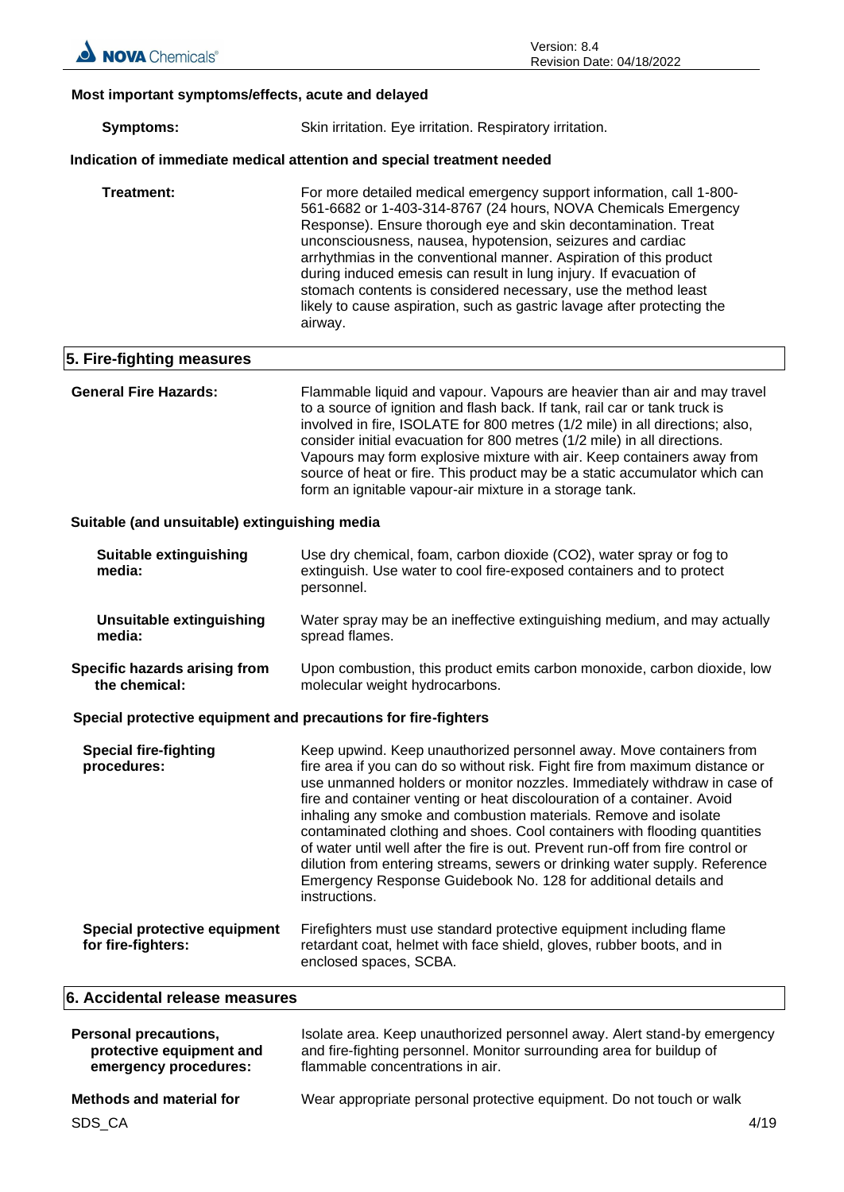**Most important symptoms/effects, acute and delayed**

**Symptoms:** Skin irritation. Eye irritation. Respiratory irritation.

**Indication of immediate medical attention and special treatment needed**

**Treatment:** For more detailed medical emergency support information, call 1-800-561-6682 or 1-403-314-8767 (24 hours, NOVA Chemicals Emergency Response). Ensure thorough eye and skin decontamination. Treat unconsciousness, nausea, hypotension, seizures and cardiac arrhythmias in the conventional manner. Aspiration of this product during induced emesis can result in lung injury. If evacuation of stomach contents is considered necessary, use the method least likely to cause aspiration, such as gastric lavage after protecting the airway.

## 5. Fire-fighting measures

**General Fire Hazards:** Flammable liquid and vapour. Vapours are heavier than air and may travel to a source of ignition and flash back. If tank, rail car or tank truck is involved in fire, ISOLATE for 800 metres (1/2 mile) in all directions; also, consider initial evacuation for 800 metres (1/2 mile) in all directions. Vapours may form explosive mixture with air. Keep containers away from source of heat or fire. This product may be a static accumulator which can form an ignitable vapour-air mixture in a storage tank.

**Suitable (and unsuitable) extinguishing media**

**Suitable extinguishing media:** Use dry chemical, foam, carbon dioxide ($CO_2$), water spray or fog to extinguish. Use water to cool fire-exposed containers and to protect personnel.

**Unsuitable extinguishing media:** Water spray may be an ineffective extinguishing medium, and may actually spread flames.

**Specific hazards arising from the chemical:** Upon combustion, this product emits carbon monoxide, carbon dioxide, low molecular weight hydrocarbons.

**Special protective equipment and precautions for fire-fighters**

**Special fire-fighting procedures:** Keep upwind. Keep unauthorized personnel away. Move containers from fire area if you can do so without risk. Fight fire from maximum distance or use unmanned holders or monitor nozzles. Immediately withdraw in case of fire and container venting or heat discolouration of a container. Avoid inhaling any smoke and combustion materials. Remove and isolate contaminated clothing and shoes. Cool containers with flooding quantities of water until well after the fire is out. Prevent run-off from fire control or dilution from entering streams, sewers or drinking water supply. Reference Emergency Response Guidebook No. 128 for additional details and instructions.

**Special protective equipment for fire-fighters:** Firefighters must use standard protective equipment including flame retardant coat, helmet with face shield, gloves, rubber boots, and in enclosed spaces, SCBA.

## 6. Accidental release measures

**Personal precautions, protective equipment and emergency procedures:** Isolate area. Keep unauthorized personnel away. Alert stand-by emergency and fire-fighting personnel. Monitor surrounding area for buildup of flammable concentrations in air.

**Methods and material for** Wear appropriate personal protective equipment. Do not touch or walk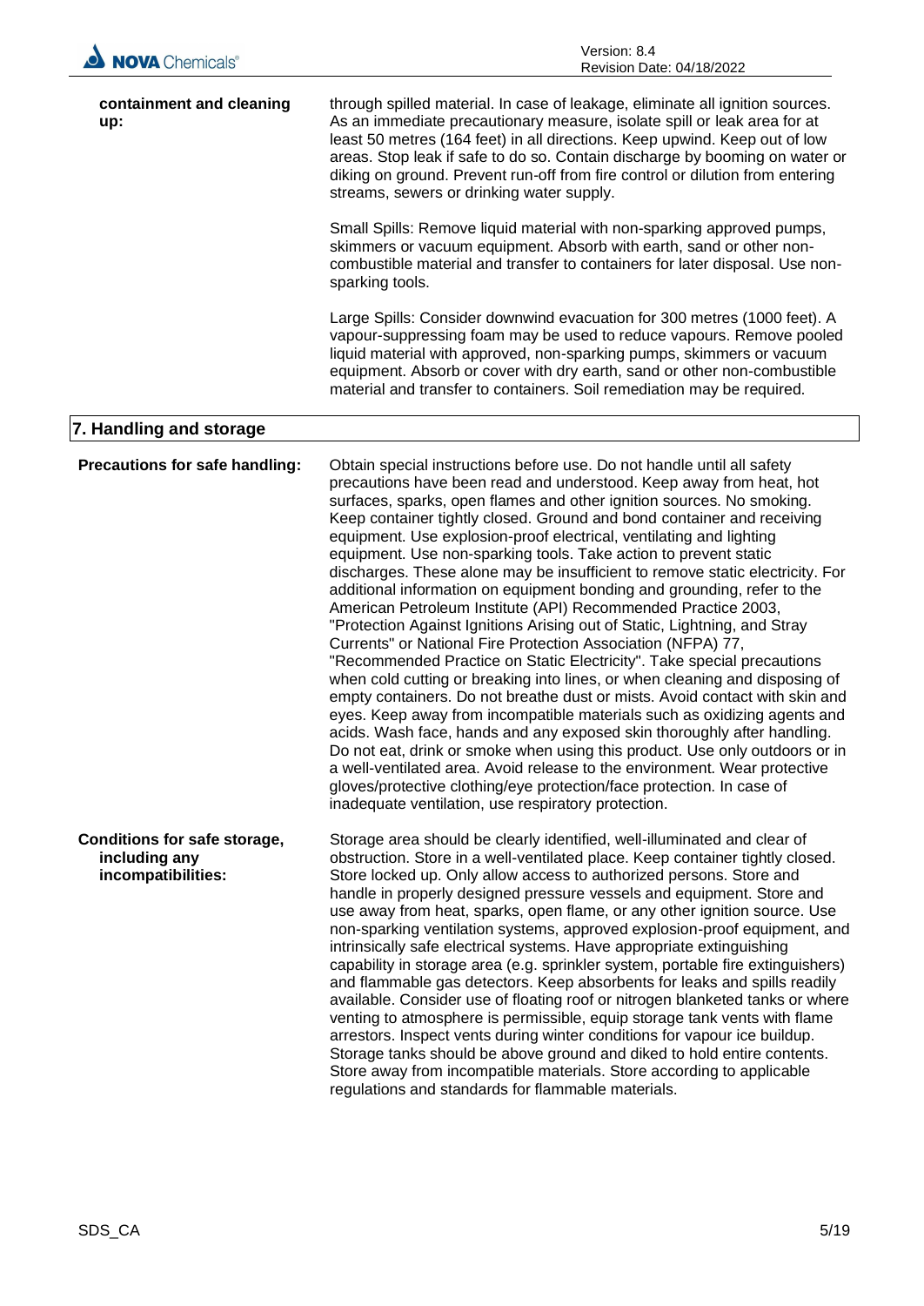**containment and cleaning up:** through spilled material. In case of leakage, eliminate all ignition sources. As an immediate precautionary measure, isolate spill or leak area for at least 50 metres (164 feet) in all directions. Keep upwind. Keep out of low areas. Stop leak if safe to do so. Contain discharge by booming on water or diking on ground. Prevent run-off from fire control or dilution from entering streams, sewers or drinking water supply.

Small Spills: Remove liquid material with non-sparking approved pumps, skimmers or vacuum equipment. Absorb with earth, sand or other non-combustible material and transfer to containers for later disposal. Use non-sparking tools.

Large Spills: Consider downwind evacuation for 300 metres (1000 feet). A vapour-suppressing foam may be used to reduce vapours. Remove pooled liquid material with approved, non-sparking pumps, skimmers or vacuum equipment. Absorb or cover with dry earth, sand or other non-combustible material and transfer to containers. Soil remediation may be required.

## 7. Handling and storage

**Precautions for safe handling:** Obtain special instructions before use. Do not handle until all safety precautions have been read and understood. Keep away from heat, hot surfaces, sparks, open flames and other ignition sources. No smoking. Keep container tightly closed. Ground and bond container and receiving equipment. Use explosion-proof electrical, ventilating and lighting equipment. Use non-sparking tools. Take action to prevent static discharges. These alone may be insufficient to remove static electricity. For additional information on equipment bonding and grounding, refer to the American Petroleum Institute (API) Recommended Practice 2003, "Protection Against Ignitions Arising out of Static, Lightning, and Stray Currents" or National Fire Protection Association (NFPA) 77, "Recommended Practice on Static Electricity". Take special precautions when cold cutting or breaking into lines, or when cleaning and disposing of empty containers. Do not breathe dust or mists. Avoid contact with skin and eyes. Keep away from incompatible materials such as oxidizing agents and acids. Wash face, hands and any exposed skin thoroughly after handling. Do not eat, drink or smoke when using this product. Use only outdoors or in a well-ventilated area. Avoid release to the environment. Wear protective gloves/protective clothing/eye protection/face protection. In case of inadequate ventilation, use respiratory protection.

**Conditions for safe storage, including any incompatibilities:** Storage area should be clearly identified, well-illuminated and clear of obstruction. Store in a well-ventilated place. Keep container tightly closed. Store locked up. Only allow access to authorized persons. Store and handle in properly designed pressure vessels and equipment. Store and use away from heat, sparks, open flame, or any other ignition source. Use non-sparking ventilation systems, approved explosion-proof equipment, and intrinsically safe electrical systems. Have appropriate extinguishing capability in storage area (e.g. sprinkler system, portable fire extinguishers) and flammable gas detectors. Keep absorbents for leaks and spills readily available. Consider use of floating roof or nitrogen blanketed tanks or where venting to atmosphere is permissible, equip storage tank vents with flame arrestors. Inspect vents during winter conditions for vapour ice buildup. Storage tanks should be above ground and diked to hold entire contents. Store away from incompatible materials. Store according to applicable regulations and standards for flammable materials.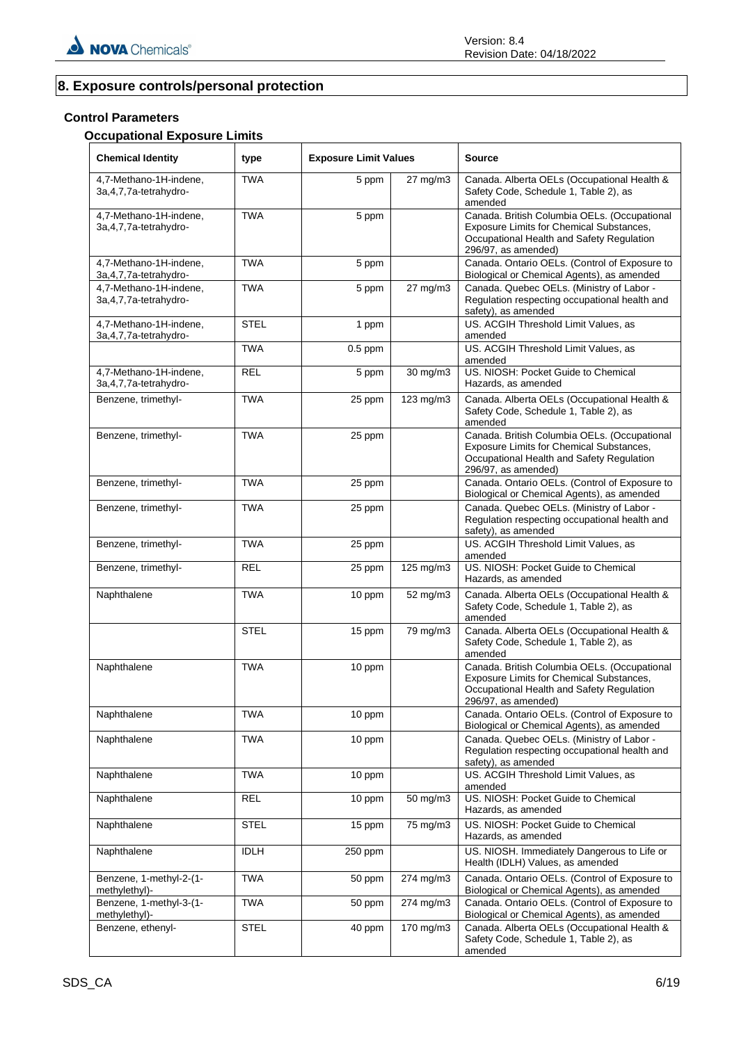## 8. Exposure controls/personal protection

### Control Parameters

#### Occupational Exposure Limits

| Chemical Identity | type | Exposure Limit Values | | Source |
|---|---|---|---|---|
| 4,7-Methano-1H-indene, 3a,4,7,7a-tetrahydro- | TWA | 5 ppm | 27 mg/m3 | Canada. Alberta OELs (Occupational Health & Safety Code, Schedule 1, Table 2), as amended |
| 4,7-Methano-1H-indene, 3a,4,7,7a-tetrahydro- | TWA | 5 ppm | | Canada. British Columbia OELs. (Occupational Exposure Limits for Chemical Substances, Occupational Health and Safety Regulation 296/97, as amended) |
| 4,7-Methano-1H-indene, 3a,4,7,7a-tetrahydro- | TWA | 5 ppm | | Canada. Ontario OELs. (Control of Exposure to Biological or Chemical Agents), as amended |
| 4,7-Methano-1H-indene, 3a,4,7,7a-tetrahydro- | TWA | 5 ppm | 27 mg/m3 | Canada. Quebec OELs. (Ministry of Labor - Regulation respecting occupational health and safety), as amended |
| 4,7-Methano-1H-indene, 3a,4,7,7a-tetrahydro- | STEL | 1 ppm | | US. ACGIH Threshold Limit Values, as amended |
| | TWA | 0.5 ppm | | US. ACGIH Threshold Limit Values, as amended |
| 4,7-Methano-1H-indene, 3a,4,7,7a-tetrahydro- | REL | 5 ppm | 30 mg/m3 | US. NIOSH: Pocket Guide to Chemical Hazards, as amended |
| Benzene, trimethyl- | TWA | 25 ppm | 123 mg/m3 | Canada. Alberta OELs (Occupational Health & Safety Code, Schedule 1, Table 2), as amended |
| Benzene, trimethyl- | TWA | 25 ppm | | Canada. British Columbia OELs. (Occupational Exposure Limits for Chemical Substances, Occupational Health and Safety Regulation 296/97, as amended) |
| Benzene, trimethyl- | TWA | 25 ppm | | Canada. Ontario OELs. (Control of Exposure to Biological or Chemical Agents), as amended |
| Benzene, trimethyl- | TWA | 25 ppm | | Canada. Quebec OELs. (Ministry of Labor - Regulation respecting occupational health and safety), as amended |
| Benzene, trimethyl- | TWA | 25 ppm | | US. ACGIH Threshold Limit Values, as amended |
| Benzene, trimethyl- | REL | 25 ppm | 125 mg/m3 | US. NIOSH: Pocket Guide to Chemical Hazards, as amended |
| Naphthalene | TWA | 10 ppm | 52 mg/m3 | Canada. Alberta OELs (Occupational Health & Safety Code, Schedule 1, Table 2), as amended |
| | STEL | 15 ppm | 79 mg/m3 | Canada. Alberta OELs (Occupational Health & Safety Code, Schedule 1, Table 2), as amended |
| Naphthalene | TWA | 10 ppm | | Canada. British Columbia OELs. (Occupational Exposure Limits for Chemical Substances, Occupational Health and Safety Regulation 296/97, as amended) |
| Naphthalene | TWA | 10 ppm | | Canada. Ontario OELs. (Control of Exposure to Biological or Chemical Agents), as amended |
| Naphthalene | TWA | 10 ppm | | Canada. Quebec OELs. (Ministry of Labor - Regulation respecting occupational health and safety), as amended |
| Naphthalene | TWA | 10 ppm | | US. ACGIH Threshold Limit Values, as amended |
| Naphthalene | REL | 10 ppm | 50 mg/m3 | US. NIOSH: Pocket Guide to Chemical Hazards, as amended |
| Naphthalene | STEL | 15 ppm | 75 mg/m3 | US. NIOSH: Pocket Guide to Chemical Hazards, as amended |
| Naphthalene | IDLH | 250 ppm | | US. NIOSH. Immediately Dangerous to Life or Health (IDLH) Values, as amended |
| Benzene, 1-methyl-2-(1-methylethyl)- | TWA | 50 ppm | 274 mg/m3 | Canada. Ontario OELs. (Control of Exposure to Biological or Chemical Agents), as amended |
| Benzene, 1-methyl-3-(1-methylethyl)- | TWA | 50 ppm | 274 mg/m3 | Canada. Ontario OELs. (Control of Exposure to Biological or Chemical Agents), as amended |
| Benzene, ethenyl- | STEL | 40 ppm | 170 mg/m3 | Canada. Alberta OELs (Occupational Health & Safety Code, Schedule 1, Table 2), as amended |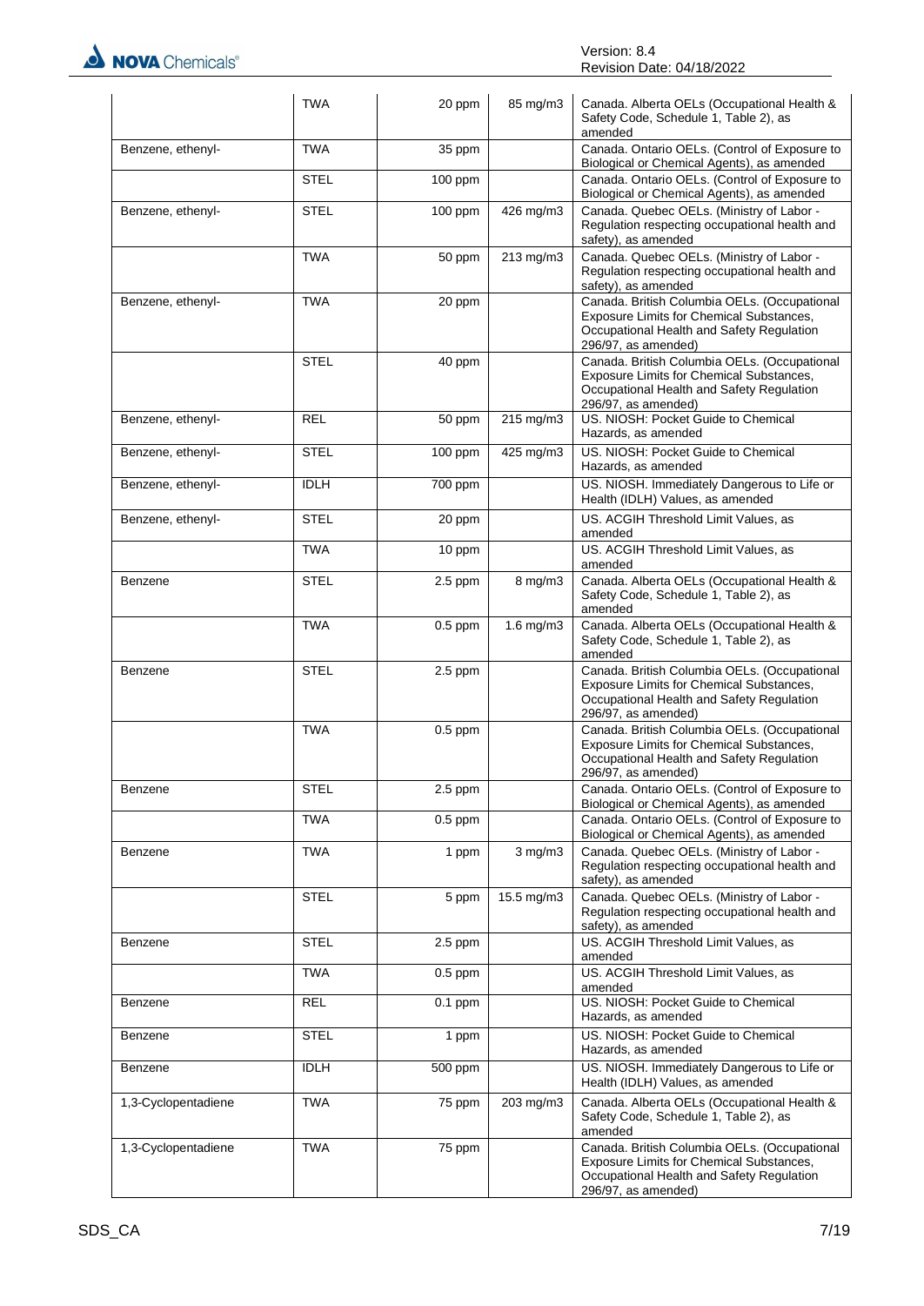| | | | | |
|---|---|---|---|---|
| | TWA | 20 ppm | 85 mg/m3 | Canada. Alberta OELs (Occupational Health & Safety Code, Schedule 1, Table 2), as amended |
| Benzene, ethenyl- | TWA | 35 ppm | | Canada. Ontario OELs. (Control of Exposure to Biological or Chemical Agents), as amended |
| | STEL | 100 ppm | | Canada. Ontario OELs. (Control of Exposure to Biological or Chemical Agents), as amended |
| Benzene, ethenyl- | STEL | 100 ppm | 426 mg/m3 | Canada. Quebec OELs. (Ministry of Labor - Regulation respecting occupational health and safety), as amended |
| | TWA | 50 ppm | 213 mg/m3 | Canada. Quebec OELs. (Ministry of Labor - Regulation respecting occupational health and safety), as amended |
| Benzene, ethenyl- | TWA | 20 ppm | | Canada. British Columbia OELs. (Occupational Exposure Limits for Chemical Substances, Occupational Health and Safety Regulation 296/97, as amended) |
| | STEL | 40 ppm | | Canada. British Columbia OELs. (Occupational Exposure Limits for Chemical Substances, Occupational Health and Safety Regulation 296/97, as amended) |
| Benzene, ethenyl- | REL | 50 ppm | 215 mg/m3 | US. NIOSH: Pocket Guide to Chemical Hazards, as amended |
| Benzene, ethenyl- | STEL | 100 ppm | 425 mg/m3 | US. NIOSH: Pocket Guide to Chemical Hazards, as amended |
| Benzene, ethenyl- | IDLH | 700 ppm | | US. NIOSH. Immediately Dangerous to Life or Health (IDLH) Values, as amended |
| Benzene, ethenyl- | STEL | 20 ppm | | US. ACGIH Threshold Limit Values, as amended |
| | TWA | 10 ppm | | US. ACGIH Threshold Limit Values, as amended |
| Benzene | STEL | 2.5 ppm | 8 mg/m3 | Canada. Alberta OELs (Occupational Health & Safety Code, Schedule 1, Table 2), as amended |
| | TWA | 0.5 ppm | 1.6 mg/m3 | Canada. Alberta OELs (Occupational Health & Safety Code, Schedule 1, Table 2), as amended |
| Benzene | STEL | 2.5 ppm | | Canada. British Columbia OELs. (Occupational Exposure Limits for Chemical Substances, Occupational Health and Safety Regulation 296/97, as amended) |
| | TWA | 0.5 ppm | | Canada. British Columbia OELs. (Occupational Exposure Limits for Chemical Substances, Occupational Health and Safety Regulation 296/97, as amended) |
| Benzene | STEL | 2.5 ppm | | Canada. Ontario OELs. (Control of Exposure to Biological or Chemical Agents), as amended |
| | TWA | 0.5 ppm | | Canada. Ontario OELs. (Control of Exposure to Biological or Chemical Agents), as amended |
| Benzene | TWA | 1 ppm | 3 mg/m3 | Canada. Quebec OELs. (Ministry of Labor - Regulation respecting occupational health and safety), as amended |
| | STEL | 5 ppm | 15.5 mg/m3 | Canada. Quebec OELs. (Ministry of Labor - Regulation respecting occupational health and safety), as amended |
| Benzene | STEL | 2.5 ppm | | US. ACGIH Threshold Limit Values, as amended |
| | TWA | 0.5 ppm | | US. ACGIH Threshold Limit Values, as amended |
| Benzene | REL | 0.1 ppm | | US. NIOSH: Pocket Guide to Chemical Hazards, as amended |
| Benzene | STEL | 1 ppm | | US. NIOSH: Pocket Guide to Chemical Hazards, as amended |
| Benzene | IDLH | 500 ppm | | US. NIOSH. Immediately Dangerous to Life or Health (IDLH) Values, as amended |
| 1,3-Cyclopentadiene | TWA | 75 ppm | 203 mg/m3 | Canada. Alberta OELs (Occupational Health & Safety Code, Schedule 1, Table 2), as amended |
| 1,3-Cyclopentadiene | TWA | 75 ppm | | Canada. British Columbia OELs. (Occupational Exposure Limits for Chemical Substances, Occupational Health and Safety Regulation 296/97, as amended) |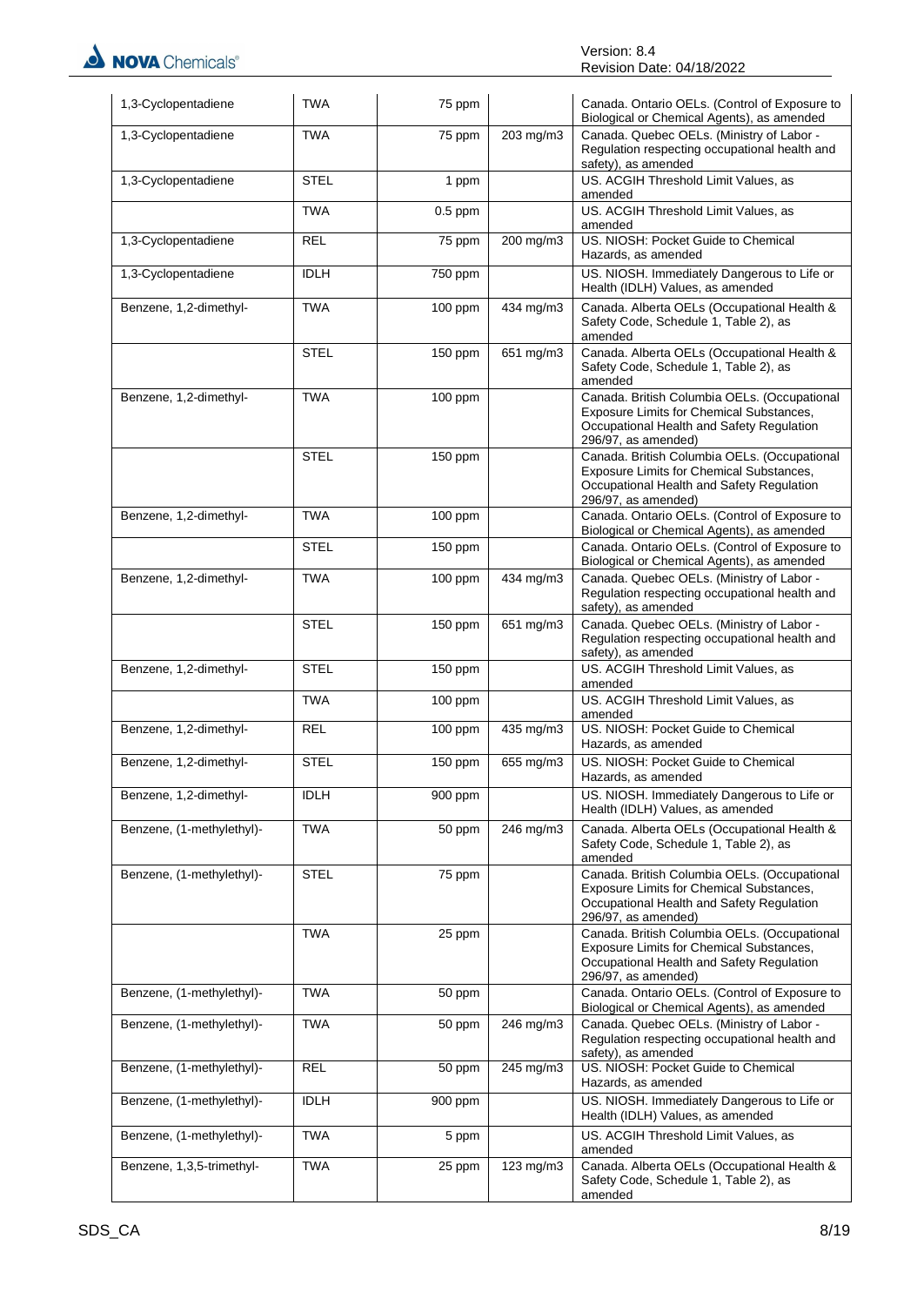| 1,3-Cyclopentadiene | TWA | 75 ppm | | Canada. Ontario OELs. (Control of Exposure to Biological or Chemical Agents), as amended |
|---|---|---|---|---|
| 1,3-Cyclopentadiene | TWA | 75 ppm | 203 mg/m3 | Canada. Quebec OELs. (Ministry of Labor - Regulation respecting occupational health and safety), as amended |
| 1,3-Cyclopentadiene | STEL | 1 ppm | | US. ACGIH Threshold Limit Values, as amended |
| | TWA | 0.5 ppm | | US. ACGIH Threshold Limit Values, as amended |
| 1,3-Cyclopentadiene | REL | 75 ppm | 200 mg/m3 | US. NIOSH: Pocket Guide to Chemical Hazards, as amended |
| 1,3-Cyclopentadiene | IDLH | 750 ppm | | US. NIOSH. Immediately Dangerous to Life or Health (IDLH) Values, as amended |
| Benzene, 1,2-dimethyl- | TWA | 100 ppm | 434 mg/m3 | Canada. Alberta OELs (Occupational Health & Safety Code, Schedule 1, Table 2), as amended |
| | STEL | 150 ppm | 651 mg/m3 | Canada. Alberta OELs (Occupational Health & Safety Code, Schedule 1, Table 2), as amended |
| Benzene, 1,2-dimethyl- | TWA | 100 ppm | | Canada. British Columbia OELs. (Occupational Exposure Limits for Chemical Substances, Occupational Health and Safety Regulation 296/97, as amended) |
| | STEL | 150 ppm | | Canada. British Columbia OELs. (Occupational Exposure Limits for Chemical Substances, Occupational Health and Safety Regulation 296/97, as amended) |
| Benzene, 1,2-dimethyl- | TWA | 100 ppm | | Canada. Ontario OELs. (Control of Exposure to Biological or Chemical Agents), as amended |
| | STEL | 150 ppm | | Canada. Ontario OELs. (Control of Exposure to Biological or Chemical Agents), as amended |
| Benzene, 1,2-dimethyl- | TWA | 100 ppm | 434 mg/m3 | Canada. Quebec OELs. (Ministry of Labor - Regulation respecting occupational health and safety), as amended |
| | STEL | 150 ppm | 651 mg/m3 | Canada. Quebec OELs. (Ministry of Labor - Regulation respecting occupational health and safety), as amended |
| Benzene, 1,2-dimethyl- | STEL | 150 ppm | | US. ACGIH Threshold Limit Values, as amended |
| | TWA | 100 ppm | | US. ACGIH Threshold Limit Values, as amended |
| Benzene, 1,2-dimethyl- | REL | 100 ppm | 435 mg/m3 | US. NIOSH: Pocket Guide to Chemical Hazards, as amended |
| Benzene, 1,2-dimethyl- | STEL | 150 ppm | 655 mg/m3 | US. NIOSH: Pocket Guide to Chemical Hazards, as amended |
| Benzene, 1,2-dimethyl- | IDLH | 900 ppm | | US. NIOSH. Immediately Dangerous to Life or Health (IDLH) Values, as amended |
| Benzene, (1-methylethyl)- | TWA | 50 ppm | 246 mg/m3 | Canada. Alberta OELs (Occupational Health & Safety Code, Schedule 1, Table 2), as amended |
| Benzene, (1-methylethyl)- | STEL | 75 ppm | | Canada. British Columbia OELs. (Occupational Exposure Limits for Chemical Substances, Occupational Health and Safety Regulation 296/97, as amended) |
| | TWA | 25 ppm | | Canada. British Columbia OELs. (Occupational Exposure Limits for Chemical Substances, Occupational Health and Safety Regulation 296/97, as amended) |
| Benzene, (1-methylethyl)- | TWA | 50 ppm | | Canada. Ontario OELs. (Control of Exposure to Biological or Chemical Agents), as amended |
| Benzene, (1-methylethyl)- | TWA | 50 ppm | 246 mg/m3 | Canada. Quebec OELs. (Ministry of Labor - Regulation respecting occupational health and safety), as amended |
| Benzene, (1-methylethyl)- | REL | 50 ppm | 245 mg/m3 | US. NIOSH: Pocket Guide to Chemical Hazards, as amended |
| Benzene, (1-methylethyl)- | IDLH | 900 ppm | | US. NIOSH. Immediately Dangerous to Life or Health (IDLH) Values, as amended |
| Benzene, (1-methylethyl)- | TWA | 5 ppm | | US. ACGIH Threshold Limit Values, as amended |
| Benzene, 1,3,5-trimethyl- | TWA | 25 ppm | 123 mg/m3 | Canada. Alberta OELs (Occupational Health & Safety Code, Schedule 1, Table 2), as amended |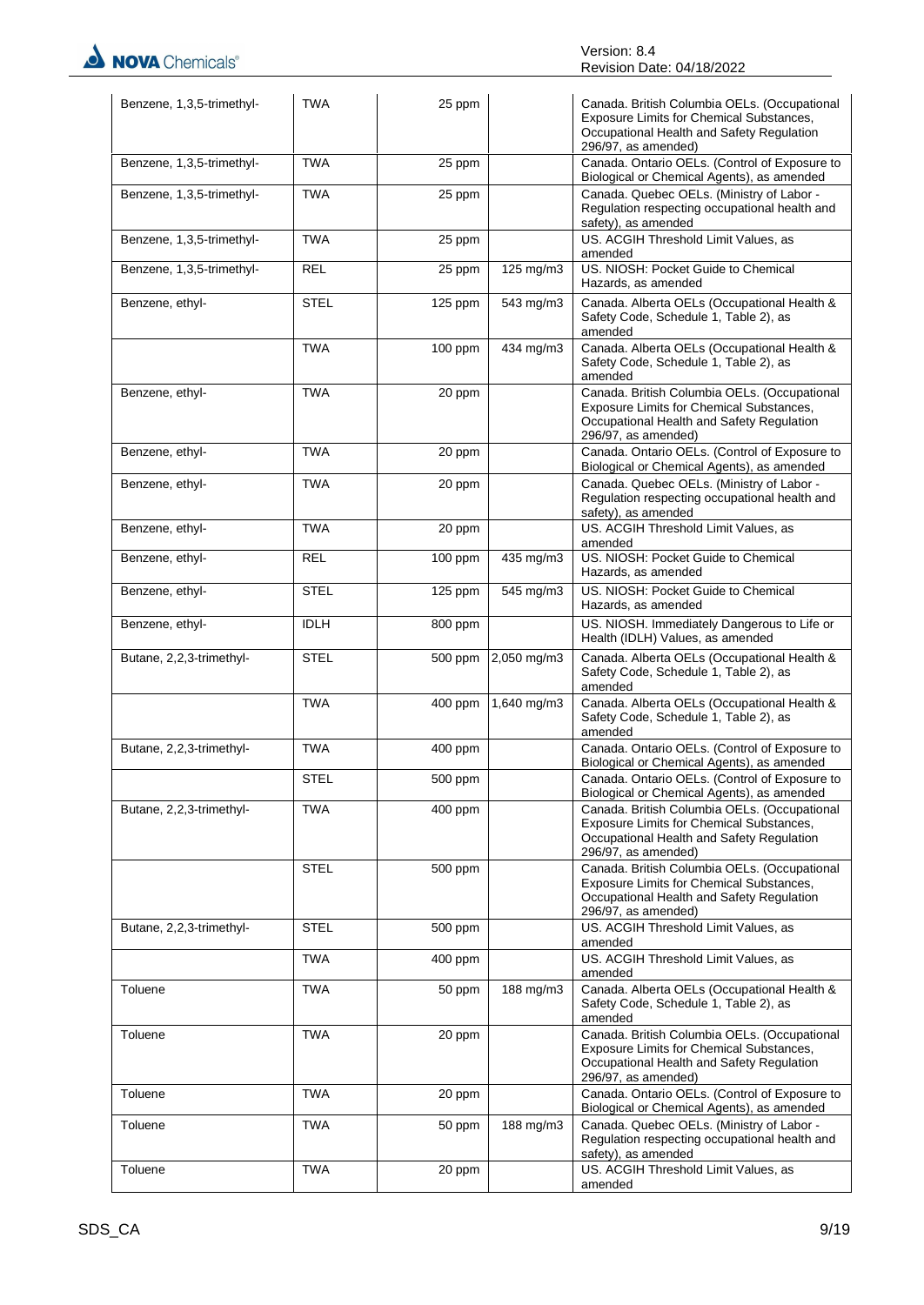| Benzene, 1,3,5-trimethyl- | TWA | 25 ppm | | Canada. British Columbia OELs. (Occupational Exposure Limits for Chemical Substances, Occupational Health and Safety Regulation 296/97, as amended) |
|---|---|---|---|---|
| Benzene, 1,3,5-trimethyl- | TWA | 25 ppm | | Canada. Ontario OELs. (Control of Exposure to Biological or Chemical Agents), as amended |
| Benzene, 1,3,5-trimethyl- | TWA | 25 ppm | | Canada. Quebec OELs. (Ministry of Labor - Regulation respecting occupational health and safety), as amended |
| Benzene, 1,3,5-trimethyl- | TWA | 25 ppm | | US. ACGIH Threshold Limit Values, as amended |
| Benzene, 1,3,5-trimethyl- | REL | 25 ppm | 125 mg/m3 | US. NIOSH: Pocket Guide to Chemical Hazards, as amended |
| Benzene, ethyl- | STEL | 125 ppm | 543 mg/m3 | Canada. Alberta OELs (Occupational Health & Safety Code, Schedule 1, Table 2), as amended |
| | TWA | 100 ppm | 434 mg/m3 | Canada. Alberta OELs (Occupational Health & Safety Code, Schedule 1, Table 2), as amended |
| Benzene, ethyl- | TWA | 20 ppm | | Canada. British Columbia OELs. (Occupational Exposure Limits for Chemical Substances, Occupational Health and Safety Regulation 296/97, as amended) |
| Benzene, ethyl- | TWA | 20 ppm | | Canada. Ontario OELs. (Control of Exposure to Biological or Chemical Agents), as amended |
| Benzene, ethyl- | TWA | 20 ppm | | Canada. Quebec OELs. (Ministry of Labor - Regulation respecting occupational health and safety), as amended |
| Benzene, ethyl- | TWA | 20 ppm | | US. ACGIH Threshold Limit Values, as amended |
| Benzene, ethyl- | REL | 100 ppm | 435 mg/m3 | US. NIOSH: Pocket Guide to Chemical Hazards, as amended |
| Benzene, ethyl- | STEL | 125 ppm | 545 mg/m3 | US. NIOSH: Pocket Guide to Chemical Hazards, as amended |
| Benzene, ethyl- | IDLH | 800 ppm | | US. NIOSH. Immediately Dangerous to Life or Health (IDLH) Values, as amended |
| Butane, 2,2,3-trimethyl- | STEL | 500 ppm | 2,050 mg/m3 | Canada. Alberta OELs (Occupational Health & Safety Code, Schedule 1, Table 2), as amended |
| | TWA | 400 ppm | 1,640 mg/m3 | Canada. Alberta OELs (Occupational Health & Safety Code, Schedule 1, Table 2), as amended |
| Butane, 2,2,3-trimethyl- | TWA | 400 ppm | | Canada. Ontario OELs. (Control of Exposure to Biological or Chemical Agents), as amended |
| | STEL | 500 ppm | | Canada. Ontario OELs. (Control of Exposure to Biological or Chemical Agents), as amended |
| Butane, 2,2,3-trimethyl- | TWA | 400 ppm | | Canada. British Columbia OELs. (Occupational Exposure Limits for Chemical Substances, Occupational Health and Safety Regulation 296/97, as amended) |
| | STEL | 500 ppm | | Canada. British Columbia OELs. (Occupational Exposure Limits for Chemical Substances, Occupational Health and Safety Regulation 296/97, as amended) |
| Butane, 2,2,3-trimethyl- | STEL | 500 ppm | | US. ACGIH Threshold Limit Values, as amended |
| | TWA | 400 ppm | | US. ACGIH Threshold Limit Values, as amended |
| Toluene | TWA | 50 ppm | 188 mg/m3 | Canada. Alberta OELs (Occupational Health & Safety Code, Schedule 1, Table 2), as amended |
| Toluene | TWA | 20 ppm | | Canada. British Columbia OELs. (Occupational Exposure Limits for Chemical Substances, Occupational Health and Safety Regulation 296/97, as amended) |
| Toluene | TWA | 20 ppm | | Canada. Ontario OELs. (Control of Exposure to Biological or Chemical Agents), as amended |
| Toluene | TWA | 50 ppm | 188 mg/m3 | Canada. Quebec OELs. (Ministry of Labor - Regulation respecting occupational health and safety), as amended |
| Toluene | TWA | 20 ppm | | US. ACGIH Threshold Limit Values, as amended |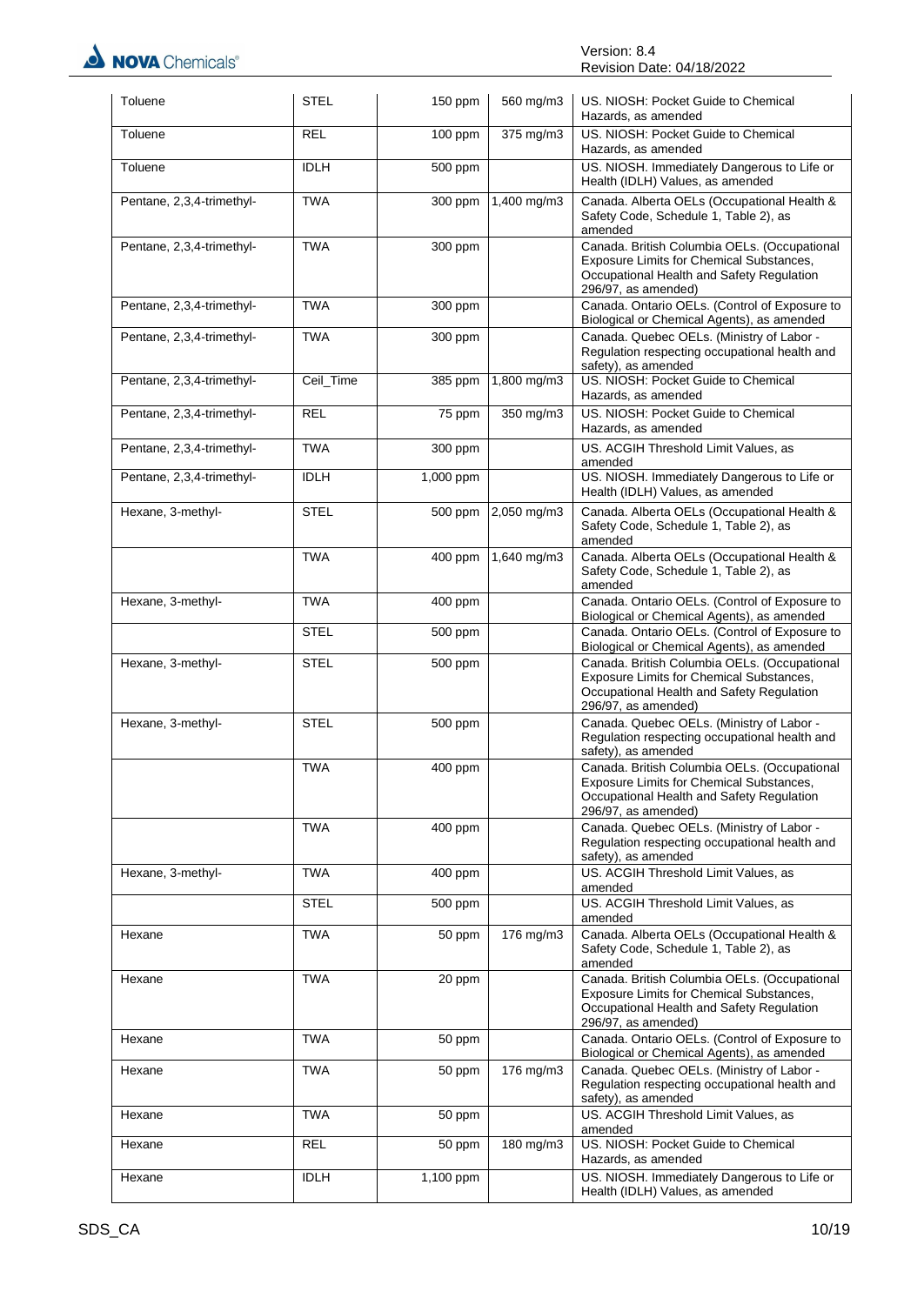| Toluene | STEL | 150 ppm | 560 mg/m3 | US. NIOSH: Pocket Guide to Chemical Hazards, as amended |
|---|---|---|---|---|
| Toluene | REL | 100 ppm | 375 mg/m3 | US. NIOSH: Pocket Guide to Chemical Hazards, as amended |
| Toluene | IDLH | 500 ppm | | US. NIOSH. Immediately Dangerous to Life or Health (IDLH) Values, as amended |
| Pentane, 2,3,4-trimethyl- | TWA | 300 ppm | 1,400 mg/m3 | Canada. Alberta OELs (Occupational Health & Safety Code, Schedule 1, Table 2), as amended |
| Pentane, 2,3,4-trimethyl- | TWA | 300 ppm | | Canada. British Columbia OELs. (Occupational Exposure Limits for Chemical Substances, Occupational Health and Safety Regulation 296/97, as amended) |
| Pentane, 2,3,4-trimethyl- | TWA | 300 ppm | | Canada. Ontario OELs. (Control of Exposure to Biological or Chemical Agents), as amended |
| Pentane, 2,3,4-trimethyl- | TWA | 300 ppm | | Canada. Quebec OELs. (Ministry of Labor - Regulation respecting occupational health and safety), as amended |
| Pentane, 2,3,4-trimethyl- | Ceil_Time | 385 ppm | 1,800 mg/m3 | US. NIOSH: Pocket Guide to Chemical Hazards, as amended |
| Pentane, 2,3,4-trimethyl- | REL | 75 ppm | 350 mg/m3 | US. NIOSH: Pocket Guide to Chemical Hazards, as amended |
| Pentane, 2,3,4-trimethyl- | TWA | 300 ppm | | US. ACGIH Threshold Limit Values, as amended |
| Pentane, 2,3,4-trimethyl- | IDLH | 1,000 ppm | | US. NIOSH. Immediately Dangerous to Life or Health (IDLH) Values, as amended |
| Hexane, 3-methyl- | STEL | 500 ppm | 2,050 mg/m3 | Canada. Alberta OELs (Occupational Health & Safety Code, Schedule 1, Table 2), as amended |
| | TWA | 400 ppm | 1,640 mg/m3 | Canada. Alberta OELs (Occupational Health & Safety Code, Schedule 1, Table 2), as amended |
| Hexane, 3-methyl- | TWA | 400 ppm | | Canada. Ontario OELs. (Control of Exposure to Biological or Chemical Agents), as amended |
| | STEL | 500 ppm | | Canada. Ontario OELs. (Control of Exposure to Biological or Chemical Agents), as amended |
| Hexane, 3-methyl- | STEL | 500 ppm | | Canada. British Columbia OELs. (Occupational Exposure Limits for Chemical Substances, Occupational Health and Safety Regulation 296/97, as amended) |
| Hexane, 3-methyl- | STEL | 500 ppm | | Canada. Quebec OELs. (Ministry of Labor - Regulation respecting occupational health and safety), as amended |
| | TWA | 400 ppm | | Canada. British Columbia OELs. (Occupational Exposure Limits for Chemical Substances, Occupational Health and Safety Regulation 296/97, as amended) |
| | TWA | 400 ppm | | Canada. Quebec OELs. (Ministry of Labor - Regulation respecting occupational health and safety), as amended |
| Hexane, 3-methyl- | TWA | 400 ppm | | US. ACGIH Threshold Limit Values, as amended |
| | STEL | 500 ppm | | US. ACGIH Threshold Limit Values, as amended |
| Hexane | TWA | 50 ppm | 176 mg/m3 | Canada. Alberta OELs (Occupational Health & Safety Code, Schedule 1, Table 2), as amended |
| Hexane | TWA | 20 ppm | | Canada. British Columbia OELs. (Occupational Exposure Limits for Chemical Substances, Occupational Health and Safety Regulation 296/97, as amended) |
| Hexane | TWA | 50 ppm | | Canada. Ontario OELs. (Control of Exposure to Biological or Chemical Agents), as amended |
| Hexane | TWA | 50 ppm | 176 mg/m3 | Canada. Quebec OELs. (Ministry of Labor - Regulation respecting occupational health and safety), as amended |
| Hexane | TWA | 50 ppm | | US. ACGIH Threshold Limit Values, as amended |
| Hexane | REL | 50 ppm | 180 mg/m3 | US. NIOSH: Pocket Guide to Chemical Hazards, as amended |
| Hexane | IDLH | 1,100 ppm | | US. NIOSH. Immediately Dangerous to Life or Health (IDLH) Values, as amended |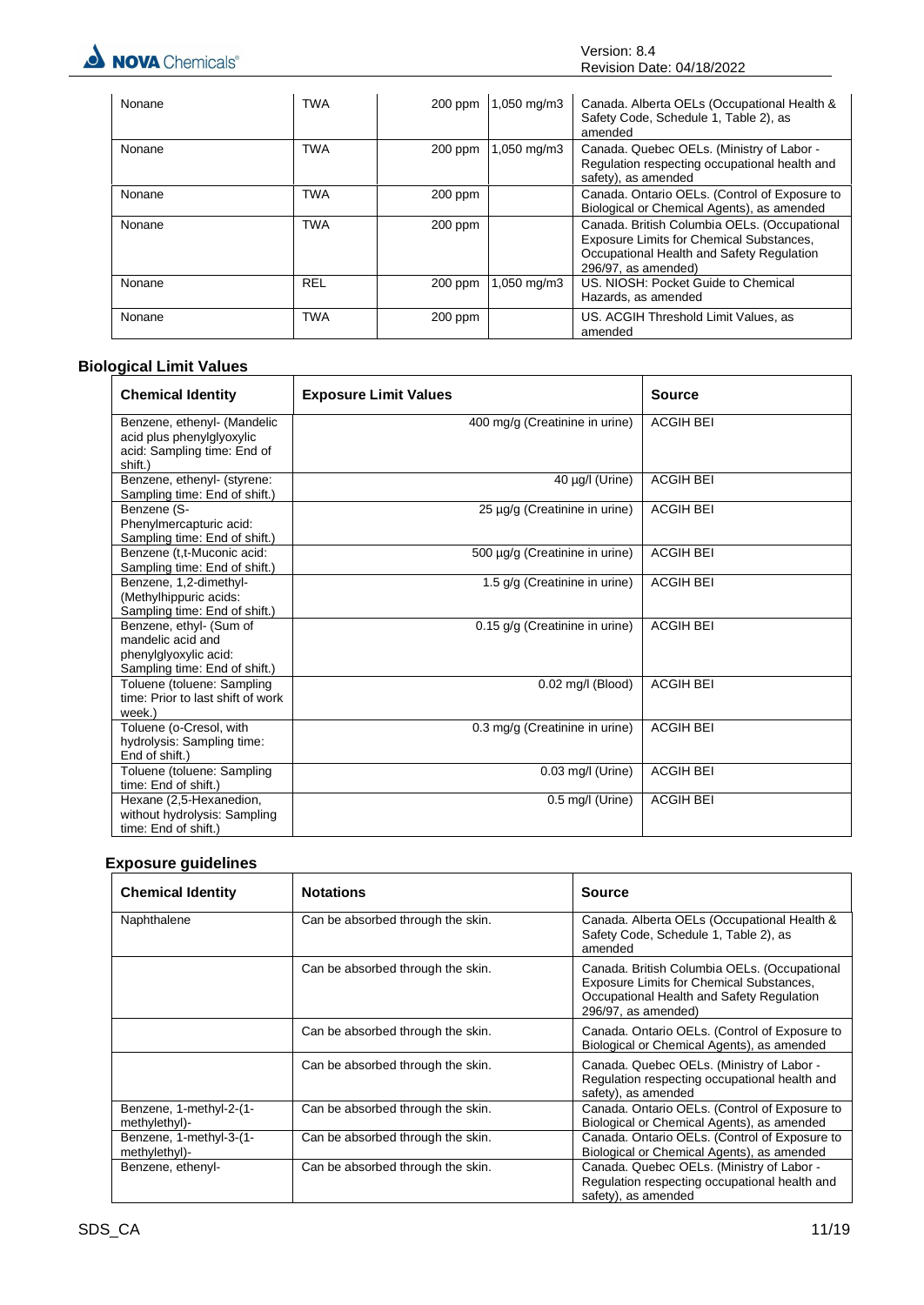| Nonane | TWA | 200 ppm | 1,050 mg/m3 | Canada. Alberta OELs (Occupational Health & Safety Code, Schedule 1, Table 2), as amended |
|---|---|---|---|---|
| Nonane | TWA | 200 ppm | 1,050 mg/m3 | Canada. Quebec OELs. (Ministry of Labor - Regulation respecting occupational health and safety), as amended |
| Nonane | TWA | 200 ppm | | Canada. Ontario OELs. (Control of Exposure to Biological or Chemical Agents), as amended |
| Nonane | TWA | 200 ppm | | Canada. British Columbia OELs. (Occupational Exposure Limits for Chemical Substances, Occupational Health and Safety Regulation 296/97, as amended) |
| Nonane | REL | 200 ppm | 1,050 mg/m3 | US. NIOSH: Pocket Guide to Chemical Hazards, as amended |
| Nonane | TWA | 200 ppm | | US. ACGIH Threshold Limit Values, as amended |

## Biological Limit Values

| Chemical Identity | Exposure Limit Values | Source |
|---|---|---|
| Benzene, ethenyl- (Mandelic acid plus phenylglyoxylic acid: Sampling time: End of shift.) | 400 mg/g (Creatinine in urine) | ACGIH BEI |
| Benzene, ethenyl- (styrene: Sampling time: End of shift.) | 40 µg/l (Urine) | ACGIH BEI |
| Benzene (S-Phenylmercapturic acid: Sampling time: End of shift.) | 25 µg/g (Creatinine in urine) | ACGIH BEI |
| Benzene (t,t-Muconic acid: Sampling time: End of shift.) | 500 µg/g (Creatinine in urine) | ACGIH BEI |
| Benzene, 1,2-dimethyl- (Methylhippuric acids: Sampling time: End of shift.) | 1.5 g/g (Creatinine in urine) | ACGIH BEI |
| Benzene, ethyl- (Sum of mandelic acid and phenylglyoxylic acid: Sampling time: End of shift.) | 0.15 g/g (Creatinine in urine) | ACGIH BEI |
| Toluene (toluene: Sampling time: Prior to last shift of work week.) | 0.02 mg/l (Blood) | ACGIH BEI |
| Toluene (o-Cresol, with hydrolysis: Sampling time: End of shift.) | 0.3 mg/g (Creatinine in urine) | ACGIH BEI |
| Toluene (toluene: Sampling time: End of shift.) | 0.03 mg/l (Urine) | ACGIH BEI |
| Hexane (2,5-Hexanedion, without hydrolysis: Sampling time: End of shift.) | 0.5 mg/l (Urine) | ACGIH BEI |

## Exposure guidelines

| Chemical Identity | Notations | Source |
|---|---|---|
| Naphthalene | Can be absorbed through the skin. | Canada. Alberta OELs (Occupational Health & Safety Code, Schedule 1, Table 2), as amended |
| | Can be absorbed through the skin. | Canada. British Columbia OELs. (Occupational Exposure Limits for Chemical Substances, Occupational Health and Safety Regulation 296/97, as amended) |
| | Can be absorbed through the skin. | Canada. Ontario OELs. (Control of Exposure to Biological or Chemical Agents), as amended |
| | Can be absorbed through the skin. | Canada. Quebec OELs. (Ministry of Labor - Regulation respecting occupational health and safety), as amended |
| Benzene, 1-methyl-2-(1-methylethyl)- | Can be absorbed through the skin. | Canada. Ontario OELs. (Control of Exposure to Biological or Chemical Agents), as amended |
| Benzene, 1-methyl-3-(1-methylethyl)- | Can be absorbed through the skin. | Canada. Ontario OELs. (Control of Exposure to Biological or Chemical Agents), as amended |
| Benzene, ethenyl- | Can be absorbed through the skin. | Canada. Quebec OELs. (Ministry of Labor - Regulation respecting occupational health and safety), as amended |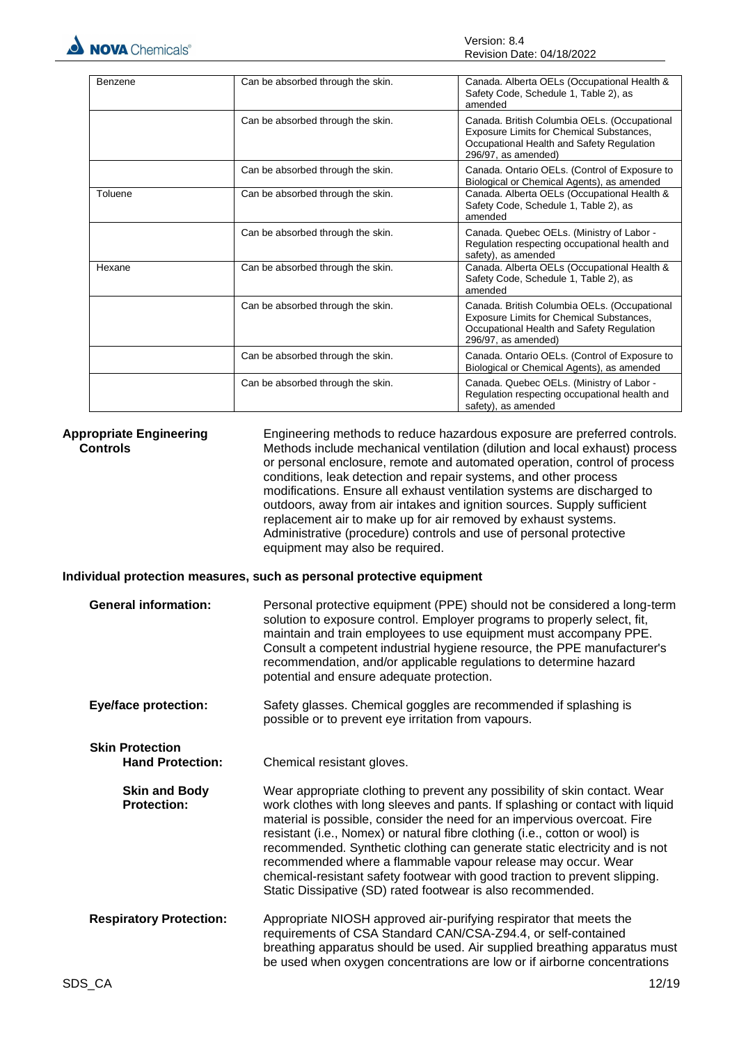| | | |
|---|---|---|
| Benzene | Can be absorbed through the skin. | Canada. Alberta OELs (Occupational Health & Safety Code, Schedule 1, Table 2), as amended |
| | Can be absorbed through the skin. | Canada. British Columbia OELs. (Occupational Exposure Limits for Chemical Substances, Occupational Health and Safety Regulation 296/97, as amended) |
| | Can be absorbed through the skin. | Canada. Ontario OELs. (Control of Exposure to Biological or Chemical Agents), as amended |
| Toluene | Can be absorbed through the skin. | Canada. Alberta OELs (Occupational Health & Safety Code, Schedule 1, Table 2), as amended |
| | Can be absorbed through the skin. | Canada. Quebec OELs. (Ministry of Labor - Regulation respecting occupational health and safety), as amended |
| Hexane | Can be absorbed through the skin. | Canada. Alberta OELs (Occupational Health & Safety Code, Schedule 1, Table 2), as amended |
| | Can be absorbed through the skin. | Canada. British Columbia OELs. (Occupational Exposure Limits for Chemical Substances, Occupational Health and Safety Regulation 296/97, as amended) |
| | Can be absorbed through the skin. | Canada. Ontario OELs. (Control of Exposure to Biological or Chemical Agents), as amended |
| | Can be absorbed through the skin. | Canada. Quebec OELs. (Ministry of Labor - Regulation respecting occupational health and safety), as amended |

**Appropriate Engineering Controls**

Engineering methods to reduce hazardous exposure are preferred controls. Methods include mechanical ventilation (dilution and local exhaust) process or personal enclosure, remote and automated operation, control of process conditions, leak detection and repair systems, and other process modifications. Ensure all exhaust ventilation systems are discharged to outdoors, away from air intakes and ignition sources. Supply sufficient replacement air to make up for air removed by exhaust systems. Administrative (procedure) controls and use of personal protective equipment may also be required.

**Individual protection measures, such as personal protective equipment**

**General information:** Personal protective equipment (PPE) should not be considered a long-term solution to exposure control. Employer programs to properly select, fit, maintain and train employees to use equipment must accompany PPE. Consult a competent industrial hygiene resource, the PPE manufacturer's recommendation, and/or applicable regulations to determine hazard potential and ensure adequate protection.

**Eye/face protection:** Safety glasses. Chemical goggles are recommended if splashing is possible or to prevent eye irritation from vapours.

**Skin Protection**

**Hand Protection:** Chemical resistant gloves.

**Skin and Body Protection:** Wear appropriate clothing to prevent any possibility of skin contact. Wear work clothes with long sleeves and pants. If splashing or contact with liquid material is possible, consider the need for an impervious overcoat. Fire resistant (i.e., Nomex) or natural fibre clothing (i.e., cotton or wool) is recommended. Synthetic clothing can generate static electricity and is not recommended where a flammable vapour release may occur. Wear chemical-resistant safety footwear with good traction to prevent slipping. Static Dissipative (SD) rated footwear is also recommended.

**Respiratory Protection:** Appropriate NIOSH approved air-purifying respirator that meets the requirements of CSA Standard CAN/CSA-Z94.4, or self-contained breathing apparatus should be used. Air supplied breathing apparatus must be used when oxygen concentrations are low or if airborne concentrations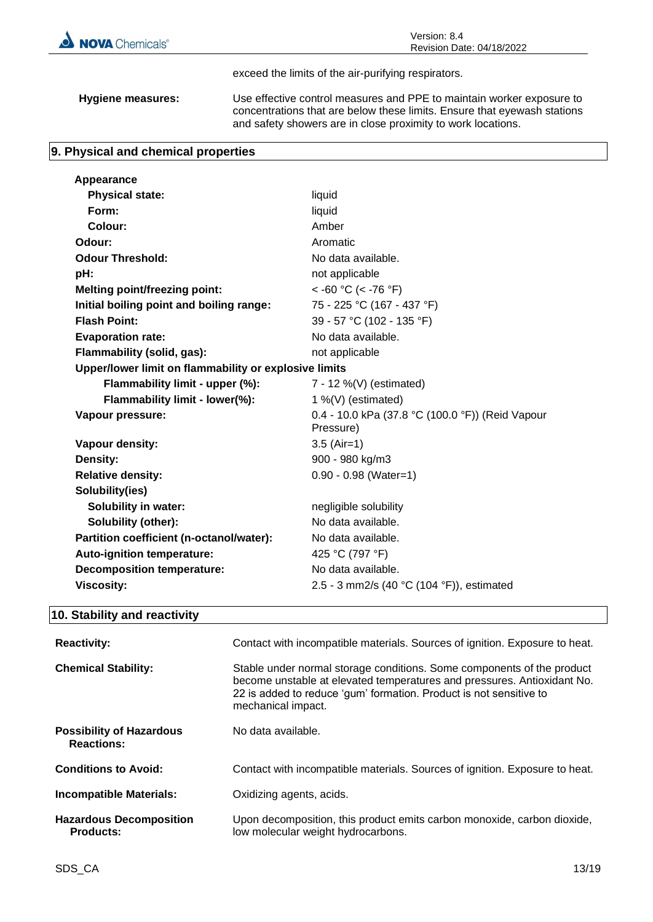exceed the limits of the air-purifying respirators.

| | |
|---|---|
| **Hygiene measures:** | Use effective control measures and PPE to maintain worker exposure to concentrations that are below these limits. Ensure that eyewash stations and safety showers are in close proximity to work locations. |

## 9. Physical and chemical properties

| | |
|---|---|
| **Appearance** | |
| **Physical state:** | liquid |
| **Form:** | liquid |
| **Colour:** | Amber |
| **Odour:** | Aromatic |
| **Odour Threshold:** | No data available. |
| **pH:** | not applicable |
| **Melting point/freezing point:** | < -60 °C (< -76 °F) |
| **Initial boiling point and boiling range:** | 75 - 225 °C (167 - 437 °F) |
| **Flash Point:** | 39 - 57 °C (102 - 135 °F) |
| **Evaporation rate:** | No data available. |
| **Flammability (solid, gas):** | not applicable |
| **Upper/lower limit on flammability or explosive limits** | |
| **Flammability limit - upper (%):** | 7 - 12 %(V) (estimated) |
| **Flammability limit - lower(%):** | 1 %(V) (estimated) |
| **Vapour pressure:** | 0.4 - 10.0 kPa (37.8 °C (100.0 °F)) (Reid Vapour Pressure) |
| **Vapour density:** | 3.5 (Air=1) |
| **Density:** | 900 - 980 kg/m3 |
| **Relative density:** | 0.90 - 0.98 (Water=1) |
| **Solubility(ies)** | |
| **Solubility in water:** | negligible solubility |
| **Solubility (other):** | No data available. |
| **Partition coefficient (n-octanol/water):** | No data available. |
| **Auto-ignition temperature:** | 425 °C (797 °F) |
| **Decomposition temperature:** | No data available. |
| **Viscosity:** | 2.5 - 3 mm2/s (40 °C (104 °F)), estimated |

## 10. Stability and reactivity

| | |
|---|---|
| **Reactivity:** | Contact with incompatible materials. Sources of ignition. Exposure to heat. |
| **Chemical Stability:** | Stable under normal storage conditions. Some components of the product become unstable at elevated temperatures and pressures. Antioxidant No. 22 is added to reduce 'gum' formation. Product is not sensitive to mechanical impact. |
| **Possibility of Hazardous Reactions:** | No data available. |
| **Conditions to Avoid:** | Contact with incompatible materials. Sources of ignition. Exposure to heat. |
| **Incompatible Materials:** | Oxidizing agents, acids. |
| **Hazardous Decomposition Products:** | Upon decomposition, this product emits carbon monoxide, carbon dioxide, low molecular weight hydrocarbons. |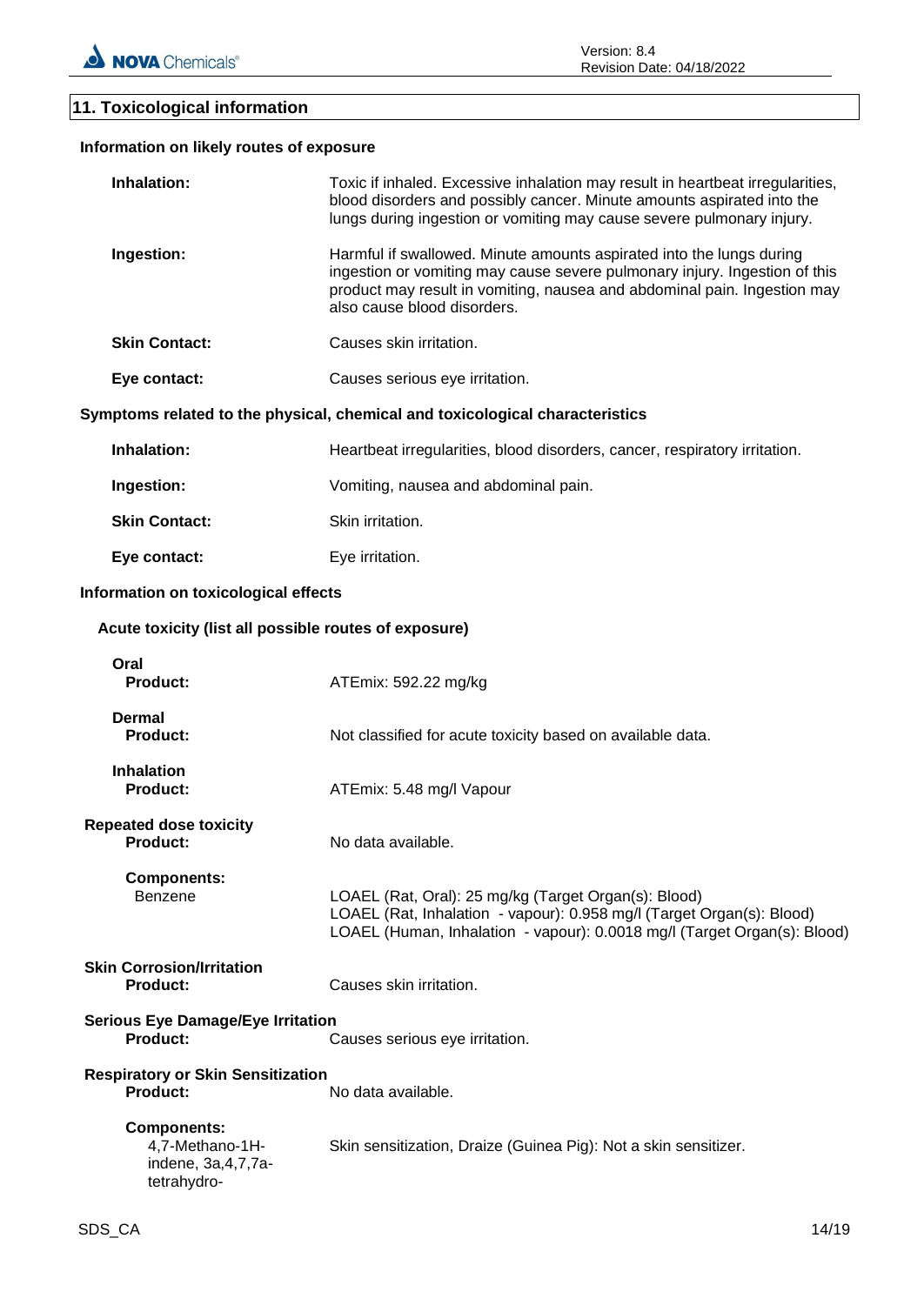## 11. Toxicological information

### Information on likely routes of exposure

**Inhalation:** Toxic if inhaled. Excessive inhalation may result in heartbeat irregularities, blood disorders and possibly cancer. Minute amounts aspirated into the lungs during ingestion or vomiting may cause severe pulmonary injury.

**Ingestion:** Harmful if swallowed. Minute amounts aspirated into the lungs during ingestion or vomiting may cause severe pulmonary injury. Ingestion of this product may result in vomiting, nausea and abdominal pain. Ingestion may also cause blood disorders.

**Skin Contact:** Causes skin irritation.

**Eye contact:** Causes serious eye irritation.

### Symptoms related to the physical, chemical and toxicological characteristics

**Inhalation:** Heartbeat irregularities, blood disorders, cancer, respiratory irritation.

**Ingestion:** Vomiting, nausea and abdominal pain.

**Skin Contact:** Skin irritation.

**Eye contact:** Eye irritation.

### Information on toxicological effects

#### Acute toxicity (list all possible routes of exposure)

**Oral**
**Product:** ATEmix: 592.22 mg/kg

**Dermal**
**Product:** Not classified for acute toxicity based on available data.

**Inhalation**
**Product:** ATEmix: 5.48 mg/l Vapour

**Repeated dose toxicity**
**Product:** No data available.

**Components:**
Benzene
LOAEL (Rat, Oral): 25 mg/kg (Target Organ(s): Blood)
LOAEL (Rat, Inhalation - vapour): 0.958 mg/l (Target Organ(s): Blood)
LOAEL (Human, Inhalation - vapour): 0.0018 mg/l (Target Organ(s): Blood)

**Skin Corrosion/Irritation**
**Product:** Causes skin irritation.

**Serious Eye Damage/Eye Irritation**
**Product:** Causes serious eye irritation.

**Respiratory or Skin Sensitization**
**Product:** No data available.

**Components:**
4,7-Methano-1H-indene, 3a,4,7,7a-tetrahydro-
Skin sensitization, Draize (Guinea Pig): Not a skin sensitizer.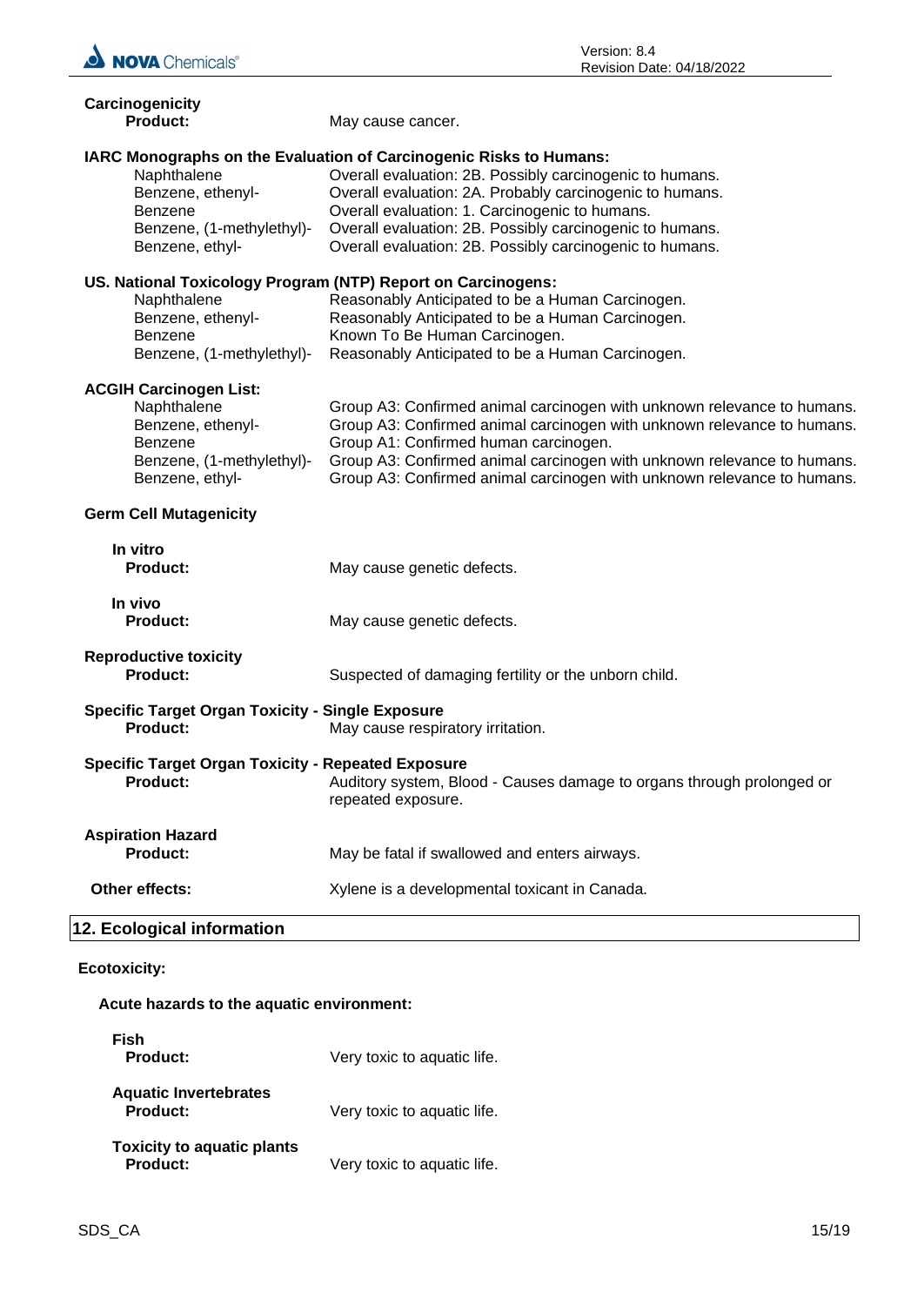**Carcinogenicity**

**Product:** May cause cancer.

**IARC Monographs on the Evaluation of Carcinogenic Risks to Humans:**

| | |
|---|---|
| Naphthalene | Overall evaluation: 2B. Possibly carcinogenic to humans. |
| Benzene, ethenyl- | Overall evaluation: 2A. Probably carcinogenic to humans. |
| Benzene | Overall evaluation: 1. Carcinogenic to humans. |
| Benzene, (1-methylethyl)- | Overall evaluation: 2B. Possibly carcinogenic to humans. |
| Benzene, ethyl- | Overall evaluation: 2B. Possibly carcinogenic to humans. |

**US. National Toxicology Program (NTP) Report on Carcinogens:**

| | |
|---|---|
| Naphthalene | Reasonably Anticipated to be a Human Carcinogen. |
| Benzene, ethenyl- | Reasonably Anticipated to be a Human Carcinogen. |
| Benzene | Known To Be Human Carcinogen. |
| Benzene, (1-methylethyl)- | Reasonably Anticipated to be a Human Carcinogen. |

**ACGIH Carcinogen List:**

| | |
|---|---|
| Naphthalene | Group A3: Confirmed animal carcinogen with unknown relevance to humans. |
| Benzene, ethenyl- | Group A3: Confirmed animal carcinogen with unknown relevance to humans. |
| Benzene | Group A1: Confirmed human carcinogen. |
| Benzene, (1-methylethyl)- | Group A3: Confirmed animal carcinogen with unknown relevance to humans. |
| Benzene, ethyl- | Group A3: Confirmed animal carcinogen with unknown relevance to humans. |

**Germ Cell Mutagenicity**

**In vitro**

**Product:** May cause genetic defects.

**In vivo**

**Product:** May cause genetic defects.

**Reproductive toxicity**

**Product:** Suspected of damaging fertility or the unborn child.

**Specific Target Organ Toxicity - Single Exposure**

**Product:** May cause respiratory irritation.

**Specific Target Organ Toxicity - Repeated Exposure**

**Product:** Auditory system, Blood - Causes damage to organs through prolonged or repeated exposure.

**Aspiration Hazard**

**Product:** May be fatal if swallowed and enters airways.

**Other effects:** Xylene is a developmental toxicant in Canada.

## 12. Ecological information

**Ecotoxicity:**

**Acute hazards to the aquatic environment:**

**Fish**

**Product:** Very toxic to aquatic life.

**Aquatic Invertebrates**

**Product:** Very toxic to aquatic life.

**Toxicity to aquatic plants**

**Product:** Very toxic to aquatic life.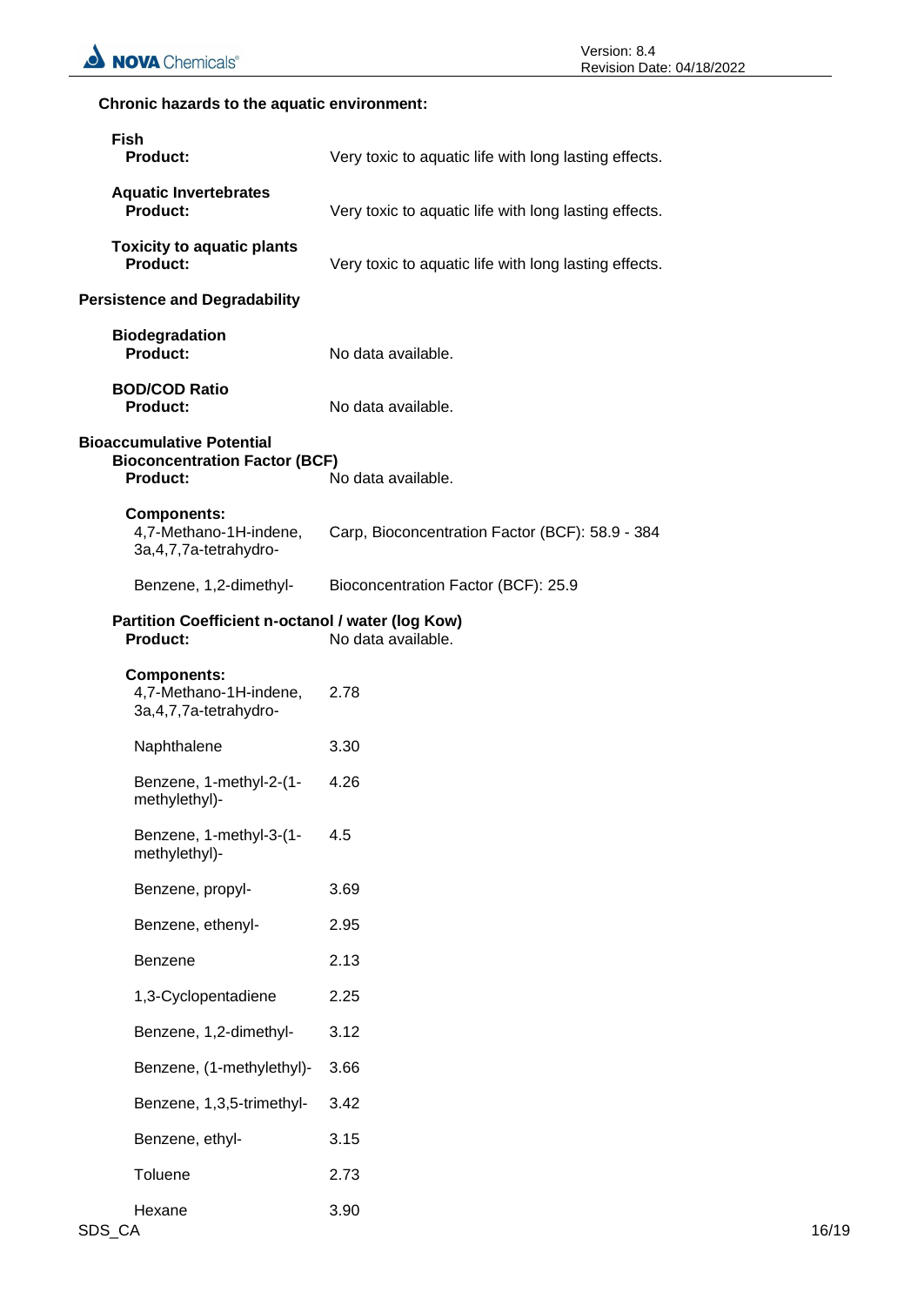**Chronic hazards to the aquatic environment:**

**Fish**
**Product:** Very toxic to aquatic life with long lasting effects.

**Aquatic Invertebrates**
**Product:** Very toxic to aquatic life with long lasting effects.

**Toxicity to aquatic plants**
**Product:** Very toxic to aquatic life with long lasting effects.

**Persistence and Degradability**

**Biodegradation**
**Product:** No data available.

**BOD/COD Ratio**
**Product:** No data available.

**Bioaccumulative Potential**

**Bioconcentration Factor (BCF)**
**Product:** No data available.

**Components:**

| Component | Value |
|---|---|
| 4,7-Methano-1H-indene, 3a,4,7,7a-tetrahydro- | Carp, Bioconcentration Factor (BCF): 58.9 - 384 |
| Benzene, 1,2-dimethyl- | Bioconcentration Factor (BCF): 25.9 |

**Partition Coefficient n-octanol / water (log Kow)**
**Product:** No data available.

**Components:**

| Component | Value |
|---|---|
| 4,7-Methano-1H-indene, 3a,4,7,7a-tetrahydro- | 2.78 |
| Naphthalene | 3.30 |
| Benzene, 1-methyl-2-(1-methylethyl)- | 4.26 |
| Benzene, 1-methyl-3-(1-methylethyl)- | 4.5 |
| Benzene, propyl- | 3.69 |
| Benzene, ethenyl- | 2.95 |
| Benzene | 2.13 |
| 1,3-Cyclopentadiene | 2.25 |
| Benzene, 1,2-dimethyl- | 3.12 |
| Benzene, (1-methylethyl)- | 3.66 |
| Benzene, 1,3,5-trimethyl- | 3.42 |
| Benzene, ethyl- | 3.15 |
| Toluene | 2.73 |
| Hexane | 3.90 |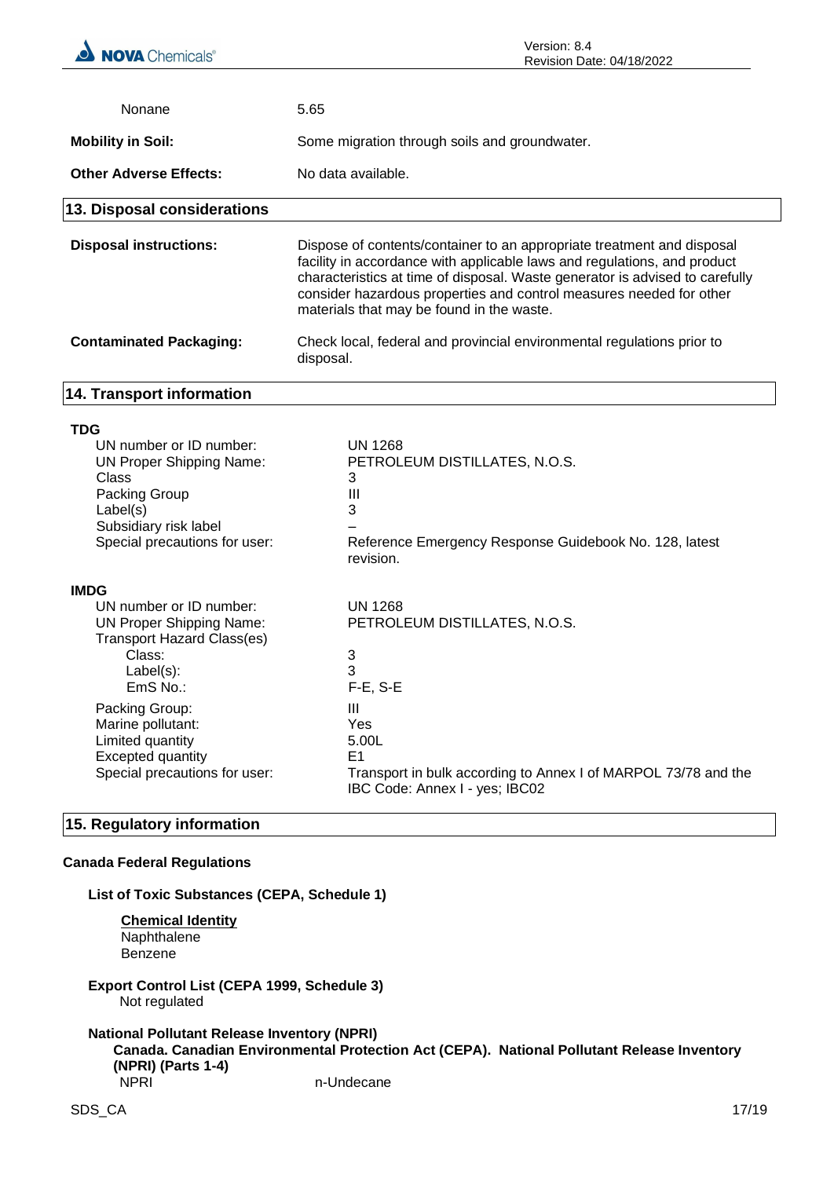| | |
|---|---|
| Nonane | 5.65 |

**Mobility in Soil:** Some migration through soils and groundwater.

**Other Adverse Effects:** No data available.

## 13. Disposal considerations

**Disposal instructions:** Dispose of contents/container to an appropriate treatment and disposal facility in accordance with applicable laws and regulations, and product characteristics at time of disposal. Waste generator is advised to carefully consider hazardous properties and control measures needed for other materials that may be found in the waste.

**Contaminated Packaging:** Check local, federal and provincial environmental regulations prior to disposal.

## 14. Transport information

**TDG**

| | |
|---|---|
| UN number or ID number: | UN 1268 |
| UN Proper Shipping Name: | PETROLEUM DISTILLATES, N.O.S. |
| Class | 3 |
| Packing Group | III |
| Label(s) | 3 |
| Subsidiary risk label | – |
| Special precautions for user: | Reference Emergency Response Guidebook No. 128, latest revision. |

**IMDG**

| | |
|---|---|
| UN number or ID number: | UN 1268 |
| UN Proper Shipping Name: | PETROLEUM DISTILLATES, N.O.S. |
| Transport Hazard Class(es) | |
| Class: | 3 |
| Label(s): | 3 |
| EmS No.: | F-E, S-E |
| Packing Group: | III |
| Marine pollutant: | Yes |
| Limited quantity | 5.00L |
| Excepted quantity | E1 |
| Special precautions for user: | Transport in bulk according to Annex I of MARPOL 73/78 and the IBC Code: Annex I - yes; IBC02 |

## 15. Regulatory information

### Canada Federal Regulations

**List of Toxic Substances (CEPA, Schedule 1)**

**Chemical Identity**
Naphthalene
Benzene

**Export Control List (CEPA 1999, Schedule 3)**
Not regulated

**National Pollutant Release Inventory (NPRI)**
**Canada. Canadian Environmental Protection Act (CEPA). National Pollutant Release Inventory (NPRI) (Parts 1-4)**

| | |
|---|---|
| NPRI | n-Undecane |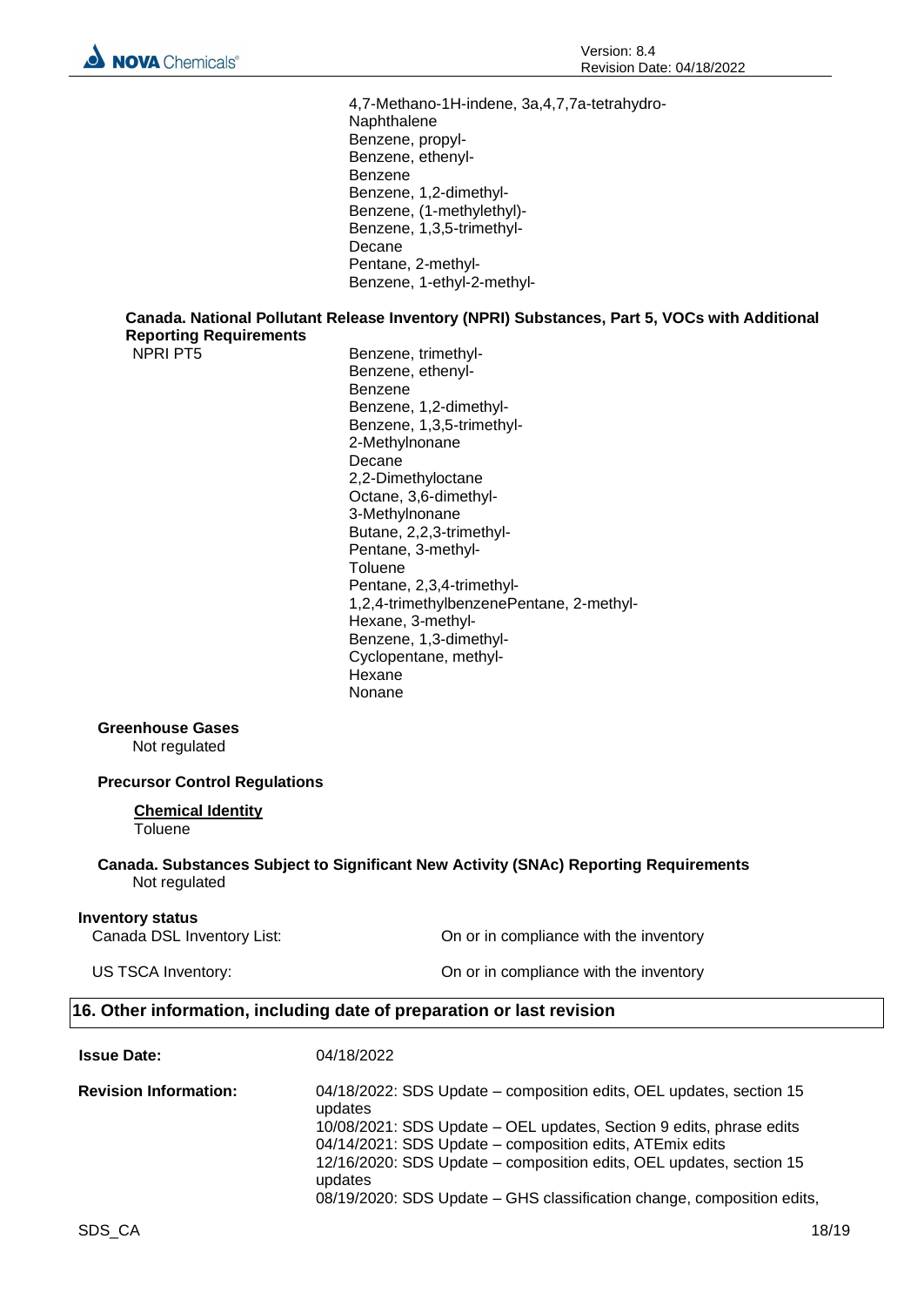4,7-Methano-1H-indene, 3a,4,7,7a-tetrahydro-
Naphthalene
Benzene, propyl-
Benzene, ethenyl-
Benzene
Benzene, 1,2-dimethyl-
Benzene, (1-methylethyl)-
Benzene, 1,3,5-trimethyl-
Decane
Pentane, 2-methyl-
Benzene, 1-ethyl-2-methyl-

**Canada. National Pollutant Release Inventory (NPRI) Substances, Part 5, VOCs with Additional Reporting Requirements**

NPRI PT5

Benzene, trimethyl-
Benzene, ethenyl-
Benzene
Benzene, 1,2-dimethyl-
Benzene, 1,3,5-trimethyl-
2-Methylnonane
Decane
2,2-Dimethyloctane
Octane, 3,6-dimethyl-
3-Methylnonane
Butane, 2,2,3-trimethyl-
Pentane, 3-methyl-
Toluene
Pentane, 2,3,4-trimethyl-
1,2,4-trimethylbenzenePentane, 2-methyl-
Hexane, 3-methyl-
Benzene, 1,3-dimethyl-
Cyclopentane, methyl-
Hexane
Nonane

**Greenhouse Gases**

Not regulated

**Precursor Control Regulations**

**Chemical Identity**

Toluene

**Canada. Substances Subject to Significant New Activity (SNAc) Reporting Requirements**

Not regulated

**Inventory status**

| | |
|---|---|
| Canada DSL Inventory List: | On or in compliance with the inventory |
| US TSCA Inventory: | On or in compliance with the inventory |

## 16. Other information, including date of preparation or last revision

**Issue Date:** 04/18/2022

**Revision Information:**

04/18/2022: SDS Update – composition edits, OEL updates, section 15 updates
10/08/2021: SDS Update – OEL updates, Section 9 edits, phrase edits
04/14/2021: SDS Update – composition edits, ATEmix edits
12/16/2020: SDS Update – composition edits, OEL updates, section 15 updates
08/19/2020: SDS Update – GHS classification change, composition edits,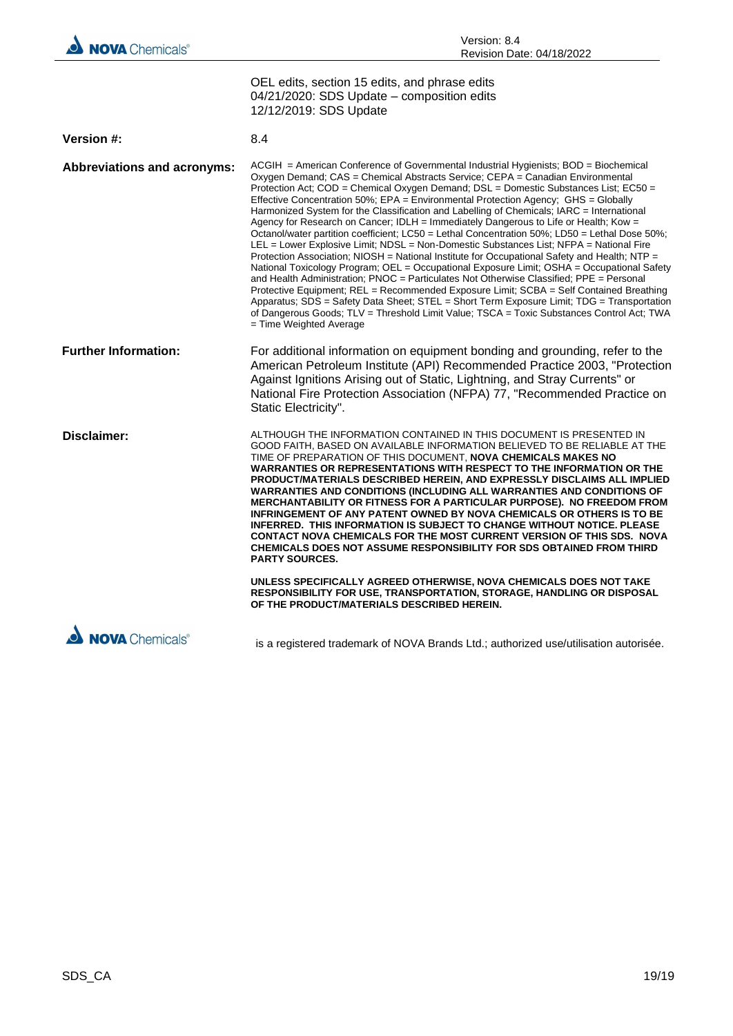OEL edits, section 15 edits, and phrase edits
04/21/2020: SDS Update – composition edits
12/12/2019: SDS Update

**Version #:** 8.4

**Abbreviations and acronyms:** ACGIH = American Conference of Governmental Industrial Hygienists; BOD = Biochemical Oxygen Demand; CAS = Chemical Abstracts Service; CEPA = Canadian Environmental Protection Act; COD = Chemical Oxygen Demand; DSL = Domestic Substances List; EC50 = Effective Concentration 50%; EPA = Environmental Protection Agency; GHS = Globally Harmonized System for the Classification and Labelling of Chemicals; IARC = International Agency for Research on Cancer; IDLH = Immediately Dangerous to Life or Health; Kow = Octanol/water partition coefficient; LC50 = Lethal Concentration 50%; LD50 = Lethal Dose 50%; LEL = Lower Explosive Limit; NDSL = Non-Domestic Substances List; NFPA = National Fire Protection Association; NIOSH = National Institute for Occupational Safety and Health; NTP = National Toxicology Program; OEL = Occupational Exposure Limit; OSHA = Occupational Safety and Health Administration; PNOC = Particulates Not Otherwise Classified; PPE = Personal Protective Equipment; REL = Recommended Exposure Limit; SCBA = Self Contained Breathing Apparatus; SDS = Safety Data Sheet; STEL = Short Term Exposure Limit; TDG = Transportation of Dangerous Goods; TLV = Threshold Limit Value; TSCA = Toxic Substances Control Act; TWA = Time Weighted Average

**Further Information:** For additional information on equipment bonding and grounding, refer to the American Petroleum Institute (API) Recommended Practice 2003, "Protection Against Ignitions Arising out of Static, Lightning, and Stray Currents" or National Fire Protection Association (NFPA) 77, "Recommended Practice on Static Electricity".

**Disclaimer:** ALTHOUGH THE INFORMATION CONTAINED IN THIS DOCUMENT IS PRESENTED IN GOOD FAITH, BASED ON AVAILABLE INFORMATION BELIEVED TO BE RELIABLE AT THE TIME OF PREPARATION OF THIS DOCUMENT, **NOVA CHEMICALS MAKES NO WARRANTIES OR REPRESENTATIONS WITH RESPECT TO THE INFORMATION OR THE PRODUCT/MATERIALS DESCRIBED HEREIN, AND EXPRESSLY DISCLAIMS ALL IMPLIED WARRANTIES AND CONDITIONS (INCLUDING ALL WARRANTIES AND CONDITIONS OF MERCHANTABILITY OR FITNESS FOR A PARTICULAR PURPOSE). NO FREEDOM FROM INFRINGEMENT OF ANY PATENT OWNED BY NOVA CHEMICALS OR OTHERS IS TO BE INFERRED. THIS INFORMATION IS SUBJECT TO CHANGE WITHOUT NOTICE. PLEASE CONTACT NOVA CHEMICALS FOR THE MOST CURRENT VERSION OF THIS SDS. NOVA CHEMICALS DOES NOT ASSUME RESPONSIBILITY FOR SDS OBTAINED FROM THIRD PARTY SOURCES.**

**UNLESS SPECIFICALLY AGREED OTHERWISE, NOVA CHEMICALS DOES NOT TAKE RESPONSIBILITY FOR USE, TRANSPORTATION, STORAGE, HANDLING OR DISPOSAL OF THE PRODUCT/MATERIALS DESCRIBED HEREIN.**

NOVA Chemicals® is a registered trademark of NOVA Brands Ltd.; authorized use/utilisation autorisée.